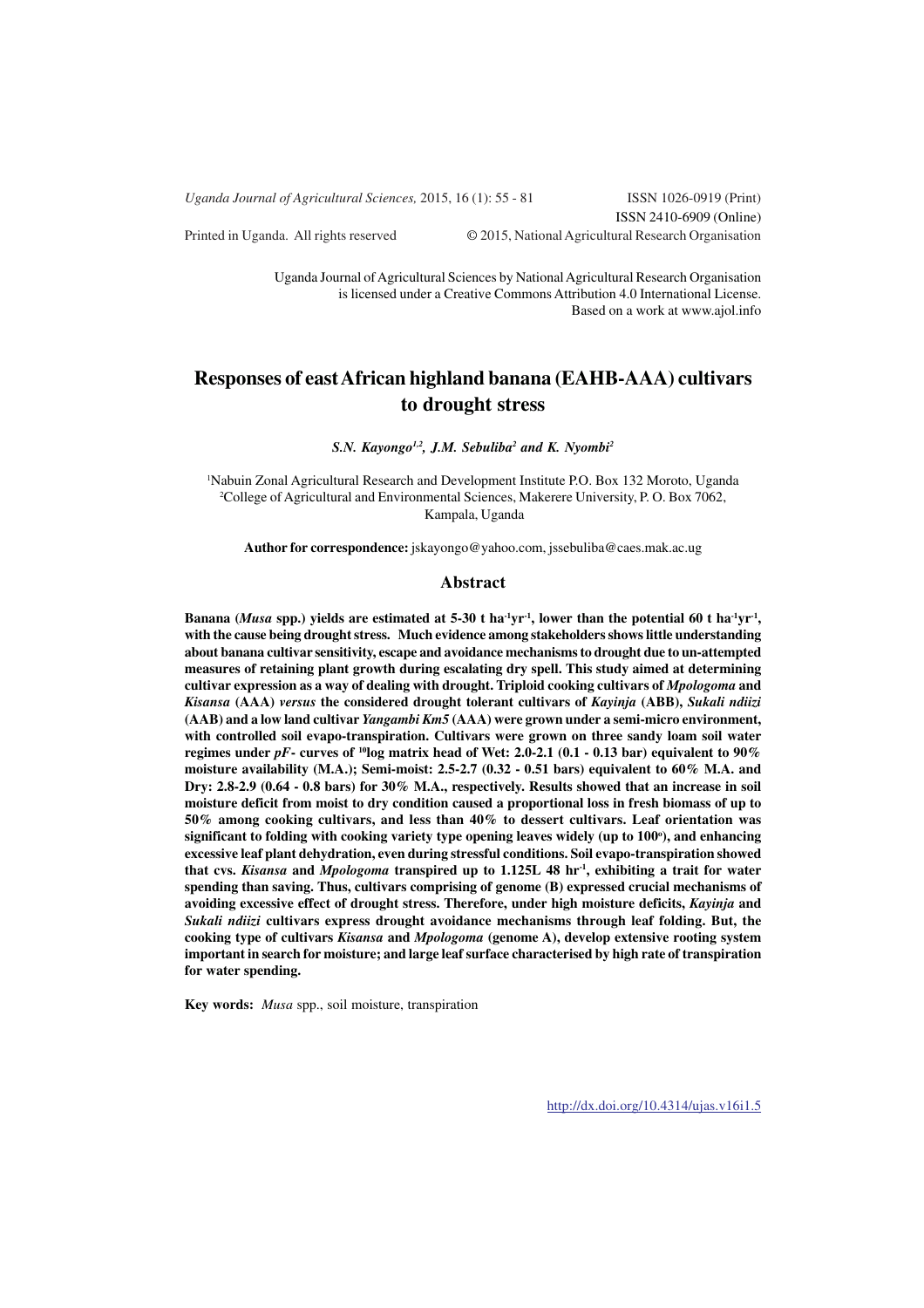Uganda Journal of Agricultural Sciences by National Agricultural Research Organisation is licensed under a Creative Commons Attribution 4.0 International License. Based on a work at www.ajol.info

# Responses of east African highland banana (EAHB-AAA) cultivars to drought stress

*S.N. Kayongo[1,2], J.M. Sebuliba[2] and K. Nyombi[2]*

[1]Nabuin Zonal Agricultural Research and Development Institute P.O. Box 132 Moroto, Uganda
[2]College of Agricultural and Environmental Sciences, Makerere University, P. O. Box 7062, Kampala, Uganda

**Author for correspondence:** jskayongo@yahoo.com, jssebuliba@caes.mak.ac.ug

## Abstract

**Banana (*Musa* spp.) yields are estimated at 5-30 t $ha^{-1}yr^{-1}$, lower than the potential 60 t $ha^{-1}yr^{-1}$, with the cause being drought stress. Much evidence among stakeholders shows little understanding about banana cultivar sensitivity, escape and avoidance mechanisms to drought due to un-attempted measures of retaining plant growth during escalating dry spell. This study aimed at determining cultivar expression as a way of dealing with drought. Triploid cooking cultivars of *Mpologoma* and *Kisansa* (AAA) *versus* the considered drought tolerant cultivars of *Kayinja* (ABB), *Sukali ndiizi* (AAB) and a low land cultivar *Yangambi Km5* (AAA) were grown under a semi-micro environment, with controlled soil evapo-transpiration. Cultivars were grown on three sandy loam soil water regimes under *pF*- curves of $^{10}$log matrix head of Wet: 2.0-2.1 (0.1 - 0.13 bar) equivalent to 90% moisture availability (M.A.); Semi-moist: 2.5-2.7 (0.32 - 0.51 bars) equivalent to 60% M.A. and Dry: 2.8-2.9 (0.64 - 0.8 bars) for 30% M.A., respectively. Results showed that an increase in soil moisture deficit from moist to dry condition caused a proportional loss in fresh biomass of up to 50% among cooking cultivars, and less than 40% to dessert cultivars. Leaf orientation was significant to folding with cooking variety type opening leaves widely (up to 100$^{o}$), and enhancing excessive leaf plant dehydration, even during stressful conditions. Soil evapo-transpiration showed that cvs. *Kisansa* and *Mpologoma* transpired up to 1.125L 48 $hr^{-1}$, exhibiting a trait for water spending than saving. Thus, cultivars comprising of genome (B) expressed crucial mechanisms of avoiding excessive effect of drought stress. Therefore, under high moisture deficits, *Kayinja* and *Sukali ndiizi* cultivars express drought avoidance mechanisms through leaf folding. But, the cooking type of cultivars *Kisansa* and *Mpologoma* (genome A), develop extensive rooting system important in search for moisture; and large leaf surface characterised by high rate of transpiration for water spending.**

**Key words:** *Musa* spp., soil moisture, transpiration

http://dx.doi.org/10.4314/ujas.v16i1.5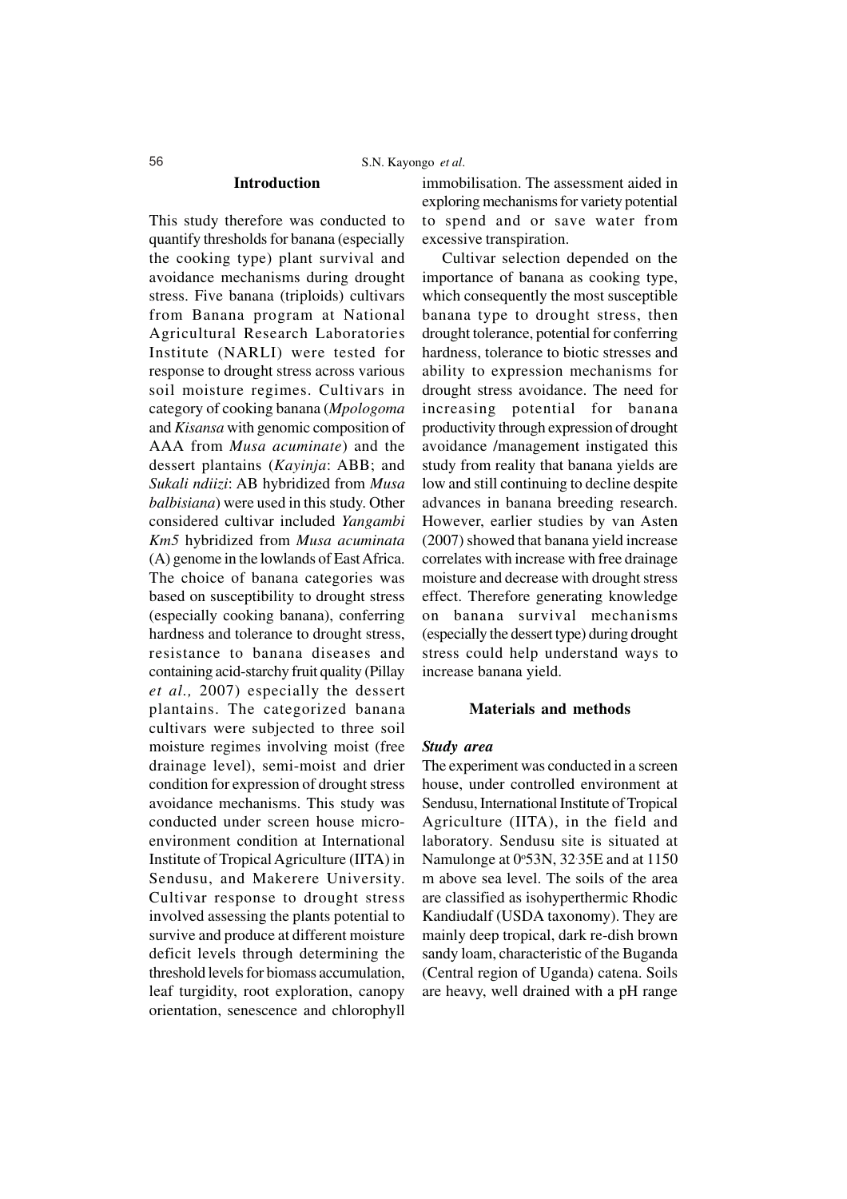## Introduction

This study therefore was conducted to quantify thresholds for banana (especially the cooking type) plant survival and avoidance mechanisms during drought stress. Five banana (triploids) cultivars from Banana program at National Agricultural Research Laboratories Institute (NARLI) were tested for response to drought stress across various soil moisture regimes. Cultivars in category of cooking banana (*Mpologoma* and *Kisansa* with genomic composition of AAA from *Musa acuminate*) and the dessert plantains (*Kayinja*: ABB; and *Sukali ndiizi*: AB hybridized from *Musa balbisiana*) were used in this study. Other considered cultivar included *Yangambi Km5* hybridized from *Musa acuminata* (A) genome in the lowlands of East Africa. The choice of banana categories was based on susceptibility to drought stress (especially cooking banana), conferring hardness and tolerance to drought stress, resistance to banana diseases and containing acid-starchy fruit quality (Pillay *et al.,* 2007) especially the dessert plantains. The categorized banana cultivars were subjected to three soil moisture regimes involving moist (free drainage level), semi-moist and drier condition for expression of drought stress avoidance mechanisms. This study was conducted under screen house micro-environment condition at International Institute of Tropical Agriculture (IITA) in Sendusu, and Makerere University. Cultivar response to drought stress involved assessing the plants potential to survive and produce at different moisture deficit levels through determining the threshold levels for biomass accumulation, leaf turgidity, root exploration, canopy orientation, senescence and chlorophyll immobilisation. The assessment aided in exploring mechanisms for variety potential to spend and or save water from excessive transpiration.

Cultivar selection depended on the importance of banana as cooking type, which consequently the most susceptible banana type to drought stress, then drought tolerance, potential for conferring hardness, tolerance to biotic stresses and ability to expression mechanisms for drought stress avoidance. The need for increasing potential for banana productivity through expression of drought avoidance /management instigated this study from reality that banana yields are low and still continuing to decline despite advances in banana breeding research. However, earlier studies by van Asten (2007) showed that banana yield increase correlates with increase with free drainage moisture and decrease with drought stress effect. Therefore generating knowledge on banana survival mechanisms (especially the dessert type) during drought stress could help understand ways to increase banana yield.

## Materials and methods

### *Study area*

The experiment was conducted in a screen house, under controlled environment at Sendusu, International Institute of Tropical Agriculture (IITA), in the field and laboratory. Sendusu site is situated at Namulonge at 0°53N, 32.35E and at 1150 m above sea level. The soils of the area are classified as isohyperthermic Rhodic Kandiudalf (USDA taxonomy). They are mainly deep tropical, dark re-dish brown sandy loam, characteristic of the Buganda (Central region of Uganda) catena. Soils are heavy, well drained with a pH range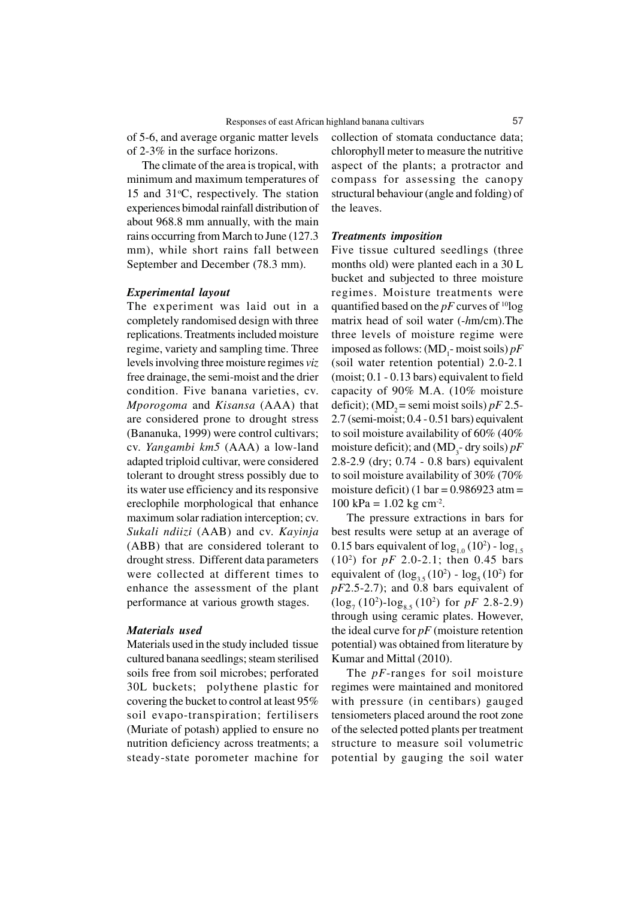of 5-6, and average organic matter levels of 2-3% in the surface horizons.

The climate of the area is tropical, with minimum and maximum temperatures of 15 and 31$^{o}$C, respectively. The station experiences bimodal rainfall distribution of about 968.8 mm annually, with the main rains occurring from March to June (127.3 mm), while short rains fall between September and December (78.3 mm).

### *Experimental layout*

The experiment was laid out in a completely randomised design with three replications. Treatments included moisture regime, variety and sampling time. Three levels involving three moisture regimes *viz* free drainage, the semi-moist and the drier condition. Five banana varieties, cv. *Mporogoma* and *Kisansa* (AAA) that are considered prone to drought stress (Bananuka, 1999) were control cultivars; cv. *Yangambi km5* (AAA) a low-land adapted triploid cultivar, were considered tolerant to drought stress possibly due to its water use efficiency and its responsive ereclophile morphological that enhance maximum solar radiation interception; cv. *Sukali ndiizi* (AAB) and cv. *Kayinja* (ABB) that are considered tolerant to drought stress. Different data parameters were collected at different times to enhance the assessment of the plant performance at various growth stages.

### *Materials used*

Materials used in the study included tissue cultured banana seedlings; steam sterilised soils free from soil microbes; perforated 30L buckets; polythene plastic for covering the bucket to control at least 95% soil evapo-transpiration; fertilisers (Muriate of potash) applied to ensure no nutrition deficiency across treatments; a steady-state porometer machine for collection of stomata conductance data; chlorophyll meter to measure the nutritive aspect of the plants; a protractor and compass for assessing the canopy structural behaviour (angle and folding) of the leaves.

### *Treatments imposition*

Five tissue cultured seedlings (three months old) were planted each in a 30 L bucket and subjected to three moisture regimes. Moisture treatments were quantified based on the *pF* curves of $^{10}$log matrix head of soil water (-*h*m/cm).The three levels of moisture regime were imposed as follows: ($MD_1$- moist soils) *pF* (soil water retention potential) 2.0-2.1 (moist; 0.1 - 0.13 bars) equivalent to field capacity of 90% M.A. (10% moisture deficit); ($MD_2$ = semi moist soils) *pF* 2.5-2.7 (semi-moist; 0.4 - 0.51 bars) equivalent to soil moisture availability of 60% (40% moisture deficit); and ($MD_3$- dry soils) *pF* 2.8-2.9 (dry; 0.74 - 0.8 bars) equivalent to soil moisture availability of 30% (70% moisture deficit) (1 bar = 0.986923 atm = 100 kPa = 1.02 kg cm$^{-2}$.

The pressure extractions in bars for best results were setup at an average of 0.15 bars equivalent of $\log_{1.0}(10^2)$ - $\log_{1.5}(10^2)$ for *pF* 2.0-2.1; then 0.45 bars equivalent of ($\log_{3.5}(10^2)$ - $\log_5(10^2)$ for *pF*2.5-2.7); and 0.8 bars equivalent of ($\log_7(10^2)$-$\log_{8.5}(10^2)$ for *pF* 2.8-2.9) through using ceramic plates. However, the ideal curve for *pF* (moisture retention potential) was obtained from literature by Kumar and Mittal (2010).

The *pF*-ranges for soil moisture regimes were maintained and monitored with pressure (in centibars) gauged tensiometers placed around the root zone of the selected potted plants per treatment structure to measure soil volumetric potential by gauging the soil water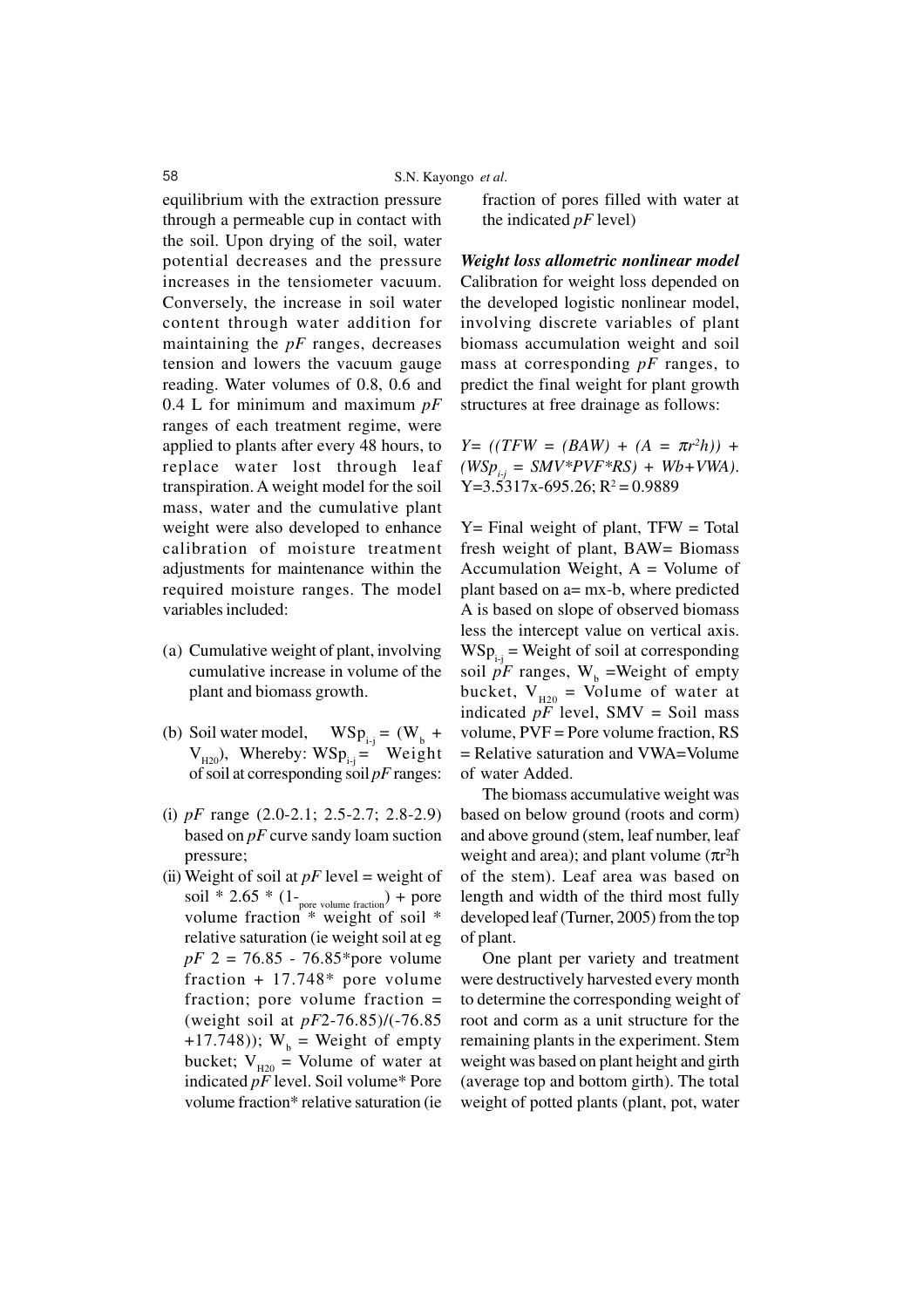equilibrium with the extraction pressure through a permeable cup in contact with the soil. Upon drying of the soil, water potential decreases and the pressure increases in the tensiometer vacuum. Conversely, the increase in soil water content through water addition for maintaining the *pF* ranges, decreases tension and lowers the vacuum gauge reading. Water volumes of 0.8, 0.6 and 0.4 L for minimum and maximum *pF* ranges of each treatment regime, were applied to plants after every 48 hours, to replace water lost through leaf transpiration. A weight model for the soil mass, water and the cumulative plant weight were also developed to enhance calibration of moisture treatment adjustments for maintenance within the required moisture ranges. The model variables included:

(a) Cumulative weight of plant, involving cumulative increase in volume of the plant and biomass growth.

(b) Soil water model, $WSp_{i-j} = (W_b + V_{H20})$, Whereby: $WSp_{i-j}$ = Weight of soil at corresponding soil *pF* ranges:

(i) *pF* range (2.0-2.1; 2.5-2.7; 2.8-2.9) based on *pF* curve sandy loam suction pressure;

(ii) Weight of soil at *pF* level = weight of soil * 2.65 * $(1-_{\text{pore volume fraction}})$ + pore volume fraction * weight of soil * relative saturation (ie weight soil at eg *pF* 2 = 76.85 - 76.85*pore volume fraction + 17.748* pore volume fraction; pore volume fraction = (weight soil at *pF*2-76.85)/(-76.85 +17.748)); $W_b$ = Weight of empty bucket; $V_{H20}$ = Volume of water at indicated *pF* level. Soil volume* Pore volume fraction* relative saturation (ie fraction of pores filled with water at the indicated *pF* level)

***Weight loss allometric nonlinear model***

Calibration for weight loss depended on the developed logistic nonlinear model, involving discrete variables of plant biomass accumulation weight and soil mass at corresponding *pF* ranges, to predict the final weight for plant growth structures at free drainage as follows:

$$Y= ((TFW = (BAW) + (A = \pi r^2 h)) + (WSp_{i-j} = SMV*PVF*RS) + Wb+VWA).$$
$$Y=3.5317x-695.26;\ R^2 = 0.9889$$

Y= Final weight of plant, TFW = Total fresh weight of plant, BAW= Biomass Accumulation Weight, A = Volume of plant based on a= mx-b, where predicted A is based on slope of observed biomass less the intercept value on vertical axis. $WSp_{i-j}$ = Weight of soil at corresponding soil *pF* ranges, $W_b$ =Weight of empty bucket, $V_{H20}$ = Volume of water at indicated *pF* level, SMV = Soil mass volume, PVF = Pore volume fraction, RS = Relative saturation and VWA=Volume of water Added.

The biomass accumulative weight was based on below ground (roots and corm) and above ground (stem, leaf number, leaf weight and area); and plant volume ($\pi r^2 h$ of the stem). Leaf area was based on length and width of the third most fully developed leaf (Turner, 2005) from the top of plant.

One plant per variety and treatment were destructively harvested every month to determine the corresponding weight of root and corm as a unit structure for the remaining plants in the experiment. Stem weight was based on plant height and girth (average top and bottom girth). The total weight of potted plants (plant, pot, water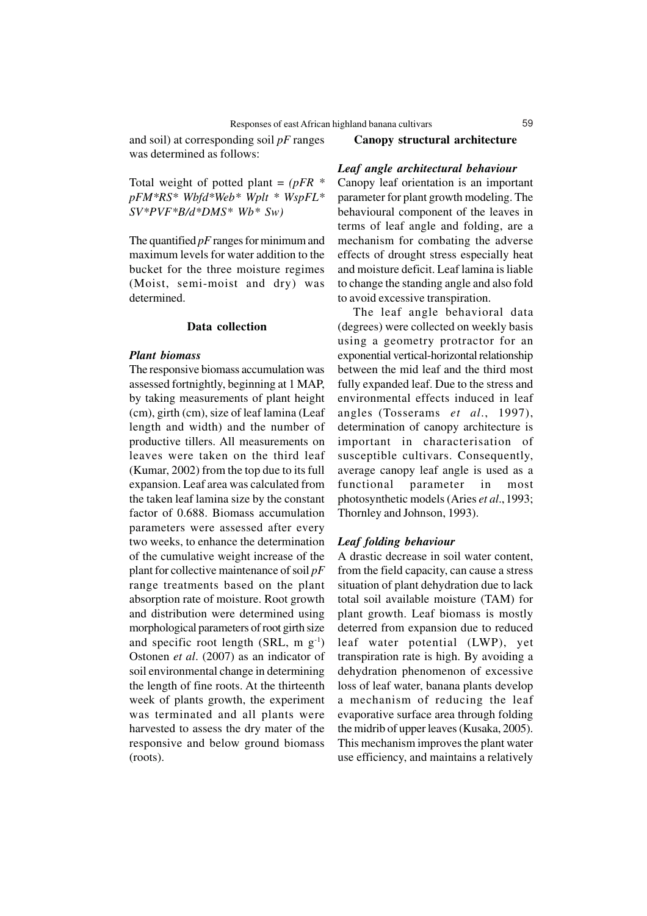and soil) at corresponding soil *pF* ranges was determined as follows:

Total weight of potted plant = *(pFR * pFM*RS* Wbfd*Web* Wplt * WspFL* SV*PVF*B/d*DMS* Wb* Sw)*

The quantified *pF* ranges for minimum and maximum levels for water addition to the bucket for the three moisture regimes (Moist, semi-moist and dry) was determined.

## Data collection

### *Plant biomass*

The responsive biomass accumulation was assessed fortnightly, beginning at 1 MAP, by taking measurements of plant height (cm), girth (cm), size of leaf lamina (Leaf length and width) and the number of productive tillers. All measurements on leaves were taken on the third leaf (Kumar, 2002) from the top due to its full expansion. Leaf area was calculated from the taken leaf lamina size by the constant factor of 0.688. Biomass accumulation parameters were assessed after every two weeks, to enhance the determination of the cumulative weight increase of the plant for collective maintenance of soil *pF* range treatments based on the plant absorption rate of moisture. Root growth and distribution were determined using morphological parameters of root girth size and specific root length (SRL, m $g^{-1}$) Ostonen *et al*. (2007) as an indicator of soil environmental change in determining the length of fine roots. At the thirteenth week of plants growth, the experiment was terminated and all plants were harvested to assess the dry mater of the responsive and below ground biomass (roots).

## Canopy structural architecture

### *Leaf angle architectural behaviour*

Canopy leaf orientation is an important parameter for plant growth modeling. The behavioural component of the leaves in terms of leaf angle and folding, are a mechanism for combating the adverse effects of drought stress especially heat and moisture deficit. Leaf lamina is liable to change the standing angle and also fold to avoid excessive transpiration.

The leaf angle behavioral data (degrees) were collected on weekly basis using a geometry protractor for an exponential vertical-horizontal relationship between the mid leaf and the third most fully expanded leaf. Due to the stress and environmental effects induced in leaf angles (Tosserams *et al*., 1997), determination of canopy architecture is important in characterisation of susceptible cultivars. Consequently, average canopy leaf angle is used as a functional parameter in most photosynthetic models (Aries *et al*., 1993; Thornley and Johnson, 1993).

### *Leaf folding behaviour*

A drastic decrease in soil water content, from the field capacity, can cause a stress situation of plant dehydration due to lack total soil available moisture (TAM) for plant growth. Leaf biomass is mostly deterred from expansion due to reduced leaf water potential (LWP), yet transpiration rate is high. By avoiding a dehydration phenomenon of excessive loss of leaf water, banana plants develop a mechanism of reducing the leaf evaporative surface area through folding the midrib of upper leaves (Kusaka, 2005). This mechanism improves the plant water use efficiency, and maintains a relatively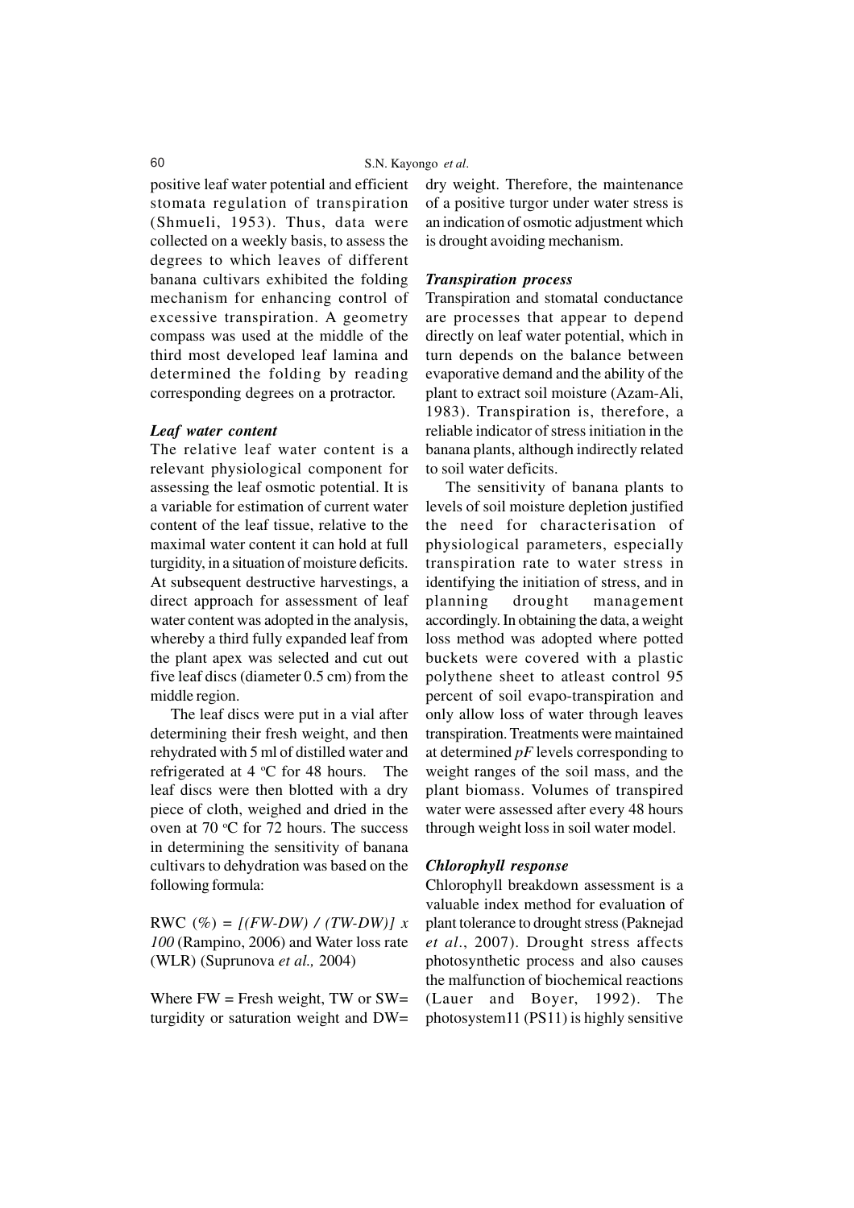positive leaf water potential and efficient stomata regulation of transpiration (Shmueli, 1953). Thus, data were collected on a weekly basis, to assess the degrees to which leaves of different banana cultivars exhibited the folding mechanism for enhancing control of excessive transpiration. A geometry compass was used at the middle of the third most developed leaf lamina and determined the folding by reading corresponding degrees on a protractor.

***Leaf water content***

The relative leaf water content is a relevant physiological component for assessing the leaf osmotic potential. It is a variable for estimation of current water content of the leaf tissue, relative to the maximal water content it can hold at full turgidity, in a situation of moisture deficits. At subsequent destructive harvestings, a direct approach for assessment of leaf water content was adopted in the analysis, whereby a third fully expanded leaf from the plant apex was selected and cut out five leaf discs (diameter 0.5 cm) from the middle region.

The leaf discs were put in a vial after determining their fresh weight, and then rehydrated with 5 ml of distilled water and refrigerated at 4 °C for 48 hours. The leaf discs were then blotted with a dry piece of cloth, weighed and dried in the oven at 70 °C for 72 hours. The success in determining the sensitivity of banana cultivars to dehydration was based on the following formula:

RWC (%) = $[(FW-DW) / (TW-DW)] \times 100$ (Rampino, 2006) and Water loss rate (WLR) (Suprunova *et al.,* 2004)

Where FW = Fresh weight, TW or SW= turgidity or saturation weight and DW= dry weight. Therefore, the maintenance of a positive turgor under water stress is an indication of osmotic adjustment which is drought avoiding mechanism.

***Transpiration process***

Transpiration and stomatal conductance are processes that appear to depend directly on leaf water potential, which in turn depends on the balance between evaporative demand and the ability of the plant to extract soil moisture (Azam-Ali, 1983). Transpiration is, therefore, a reliable indicator of stress initiation in the banana plants, although indirectly related to soil water deficits.

The sensitivity of banana plants to levels of soil moisture depletion justified the need for characterisation of physiological parameters, especially transpiration rate to water stress in identifying the initiation of stress, and in planning drought management accordingly. In obtaining the data, a weight loss method was adopted where potted buckets were covered with a plastic polythene sheet to atleast control 95 percent of soil evapo-transpiration and only allow loss of water through leaves transpiration. Treatments were maintained at determined *pF* levels corresponding to weight ranges of the soil mass, and the plant biomass. Volumes of transpired water were assessed after every 48 hours through weight loss in soil water model.

***Chlorophyll response***

Chlorophyll breakdown assessment is a valuable index method for evaluation of plant tolerance to drought stress (Paknejad *et al*., 2007). Drought stress affects photosynthetic process and also causes the malfunction of biochemical reactions (Lauer and Boyer, 1992). The photosystem11 (PS11) is highly sensitive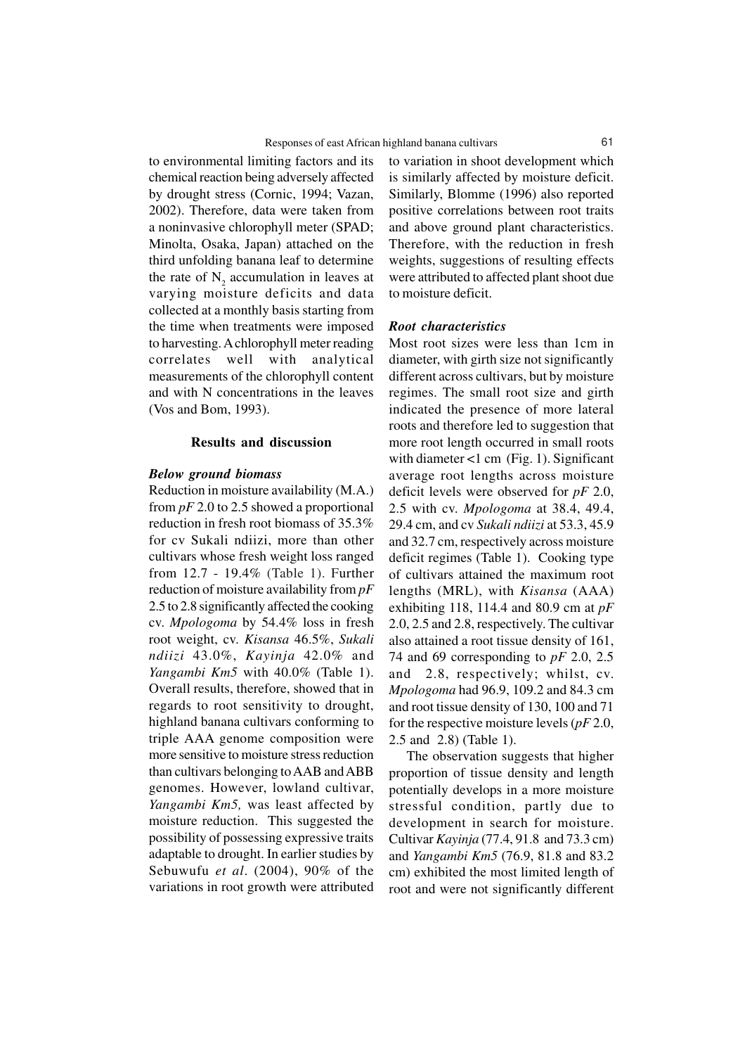to environmental limiting factors and its chemical reaction being adversely affected by drought stress (Cornic, 1994; Vazan, 2002). Therefore, data were taken from a noninvasive chlorophyll meter (SPAD; Minolta, Osaka, Japan) attached on the third unfolding banana leaf to determine the rate of $N_2$ accumulation in leaves at varying moisture deficits and data collected at a monthly basis starting from the time when treatments were imposed to harvesting. A chlorophyll meter reading correlates well with analytical measurements of the chlorophyll content and with N concentrations in the leaves (Vos and Bom, 1993).

## Results and discussion

### *Below ground biomass*

Reduction in moisture availability (M.A.) from *pF* 2.0 to 2.5 showed a proportional reduction in fresh root biomass of 35.3% for cv Sukali ndiizi, more than other cultivars whose fresh weight loss ranged from 12.7 - 19.4% (Table 1). Further reduction of moisture availability from *pF* 2.5 to 2.8 significantly affected the cooking cv. *Mpologoma* by 54.4% loss in fresh root weight, cv. *Kisansa* 46.5%, *Sukali ndiizi* 43.0%, *Kayinja* 42.0% and *Yangambi Km5* with 40.0% (Table 1). Overall results, therefore, showed that in regards to root sensitivity to drought, highland banana cultivars conforming to triple AAA genome composition were more sensitive to moisture stress reduction than cultivars belonging to AAB and ABB genomes. However, lowland cultivar, *Yangambi Km5,* was least affected by moisture reduction. This suggested the possibility of possessing expressive traits adaptable to drought. In earlier studies by Sebuwufu *et al*. (2004), 90% of the variations in root growth were attributed to variation in shoot development which is similarly affected by moisture deficit. Similarly, Blomme (1996) also reported positive correlations between root traits and above ground plant characteristics. Therefore, with the reduction in fresh weights, suggestions of resulting effects were attributed to affected plant shoot due to moisture deficit.

### *Root characteristics*

Most root sizes were less than 1cm in diameter, with girth size not significantly different across cultivars, but by moisture regimes. The small root size and girth indicated the presence of more lateral roots and therefore led to suggestion that more root length occurred in small roots with diameter <1 cm (Fig. 1). Significant average root lengths across moisture deficit levels were observed for *pF* 2.0, 2.5 with cv. *Mpologoma* at 38.4, 49.4, 29.4 cm, and cv *Sukali ndiizi* at 53.3, 45.9 and 32.7 cm, respectively across moisture deficit regimes (Table 1). Cooking type of cultivars attained the maximum root lengths (MRL), with *Kisansa* (AAA) exhibiting 118, 114.4 and 80.9 cm at *pF* 2.0, 2.5 and 2.8, respectively. The cultivar also attained a root tissue density of 161, 74 and 69 corresponding to *pF* 2.0, 2.5 and 2.8, respectively; whilst, cv. *Mpologoma* had 96.9, 109.2 and 84.3 cm and root tissue density of 130, 100 and 71 for the respective moisture levels (*pF* 2.0, 2.5 and 2.8) (Table 1).

The observation suggests that higher proportion of tissue density and length potentially develops in a more moisture stressful condition, partly due to development in search for moisture. Cultivar *Kayinja* (77.4, 91.8 and 73.3 cm) and *Yangambi Km5* (76.9, 81.8 and 83.2 cm) exhibited the most limited length of root and were not significantly different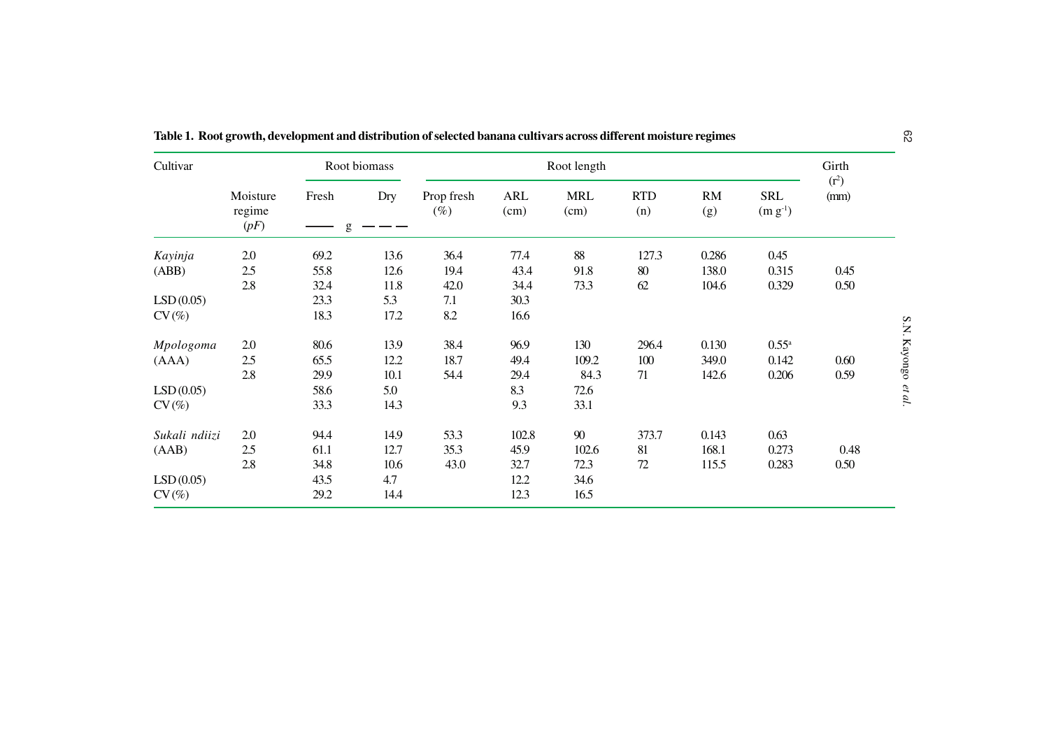**Table 1. Root growth, development and distribution of selected banana cultivars across different moisture regimes**

| Cultivar | Moisture regime (*pF*) | Root biomass | | Root length | | | | | | Girth ($r^2$) (mm) |
|---|---|---|---|---|---|---|---|---|---|---|
| | | Fresh | Dry | Prop fresh (%) | ARL (cm) | MRL (cm) | RTD (n) | RM (g) | SRL (m g$^{-1}$) | |
| | | g | | | | | | | | |
| *Kayinja* | 2.0 | 69.2 | 13.6 | 36.4 | 77.4 | 88 | 127.3 | 0.286 | 0.45 | |
| (ABB) | 2.5 | 55.8 | 12.6 | 19.4 | 43.4 | 91.8 | 80 | 138.0 | 0.315 | 0.45 |
| | 2.8 | 32.4 | 11.8 | 42.0 | 34.4 | 73.3 | 62 | 104.6 | 0.329 | 0.50 |
| LSD (0.05) | | 23.3 | 5.3 | 7.1 | 30.3 | | | | | |
| CV (%) | | 18.3 | 17.2 | 8.2 | 16.6 | | | | | |
| *Mpologoma* | 2.0 | 80.6 | 13.9 | 38.4 | 96.9 | 130 | 296.4 | 0.130 | 0.55[a] | |
| (AAA) | 2.5 | 65.5 | 12.2 | 18.7 | 49.4 | 109.2 | 100 | 349.0 | 0.142 | 0.60 |
| | 2.8 | 29.9 | 10.1 | 54.4 | 29.4 | 84.3 | 71 | 142.6 | 0.206 | 0.59 |
| LSD (0.05) | | 58.6 | 5.0 | | 8.3 | 72.6 | | | | |
| CV (%) | | 33.3 | 14.3 | | 9.3 | 33.1 | | | | |
| *Sukali ndiizi* | 2.0 | 94.4 | 14.9 | 53.3 | 102.8 | 90 | 373.7 | 0.143 | 0.63 | |
| (AAB) | 2.5 | 61.1 | 12.7 | 35.3 | 45.9 | 102.6 | 81 | 168.1 | 0.273 | 0.48 |
| | 2.8 | 34.8 | 10.6 | 43.0 | 32.7 | 72.3 | 72 | 115.5 | 0.283 | 0.50 |
| LSD (0.05) | | 43.5 | 4.7 | | 12.2 | 34.6 | | | | |
| CV (%) | | 29.2 | 14.4 | | 12.3 | 16.5 | | | | |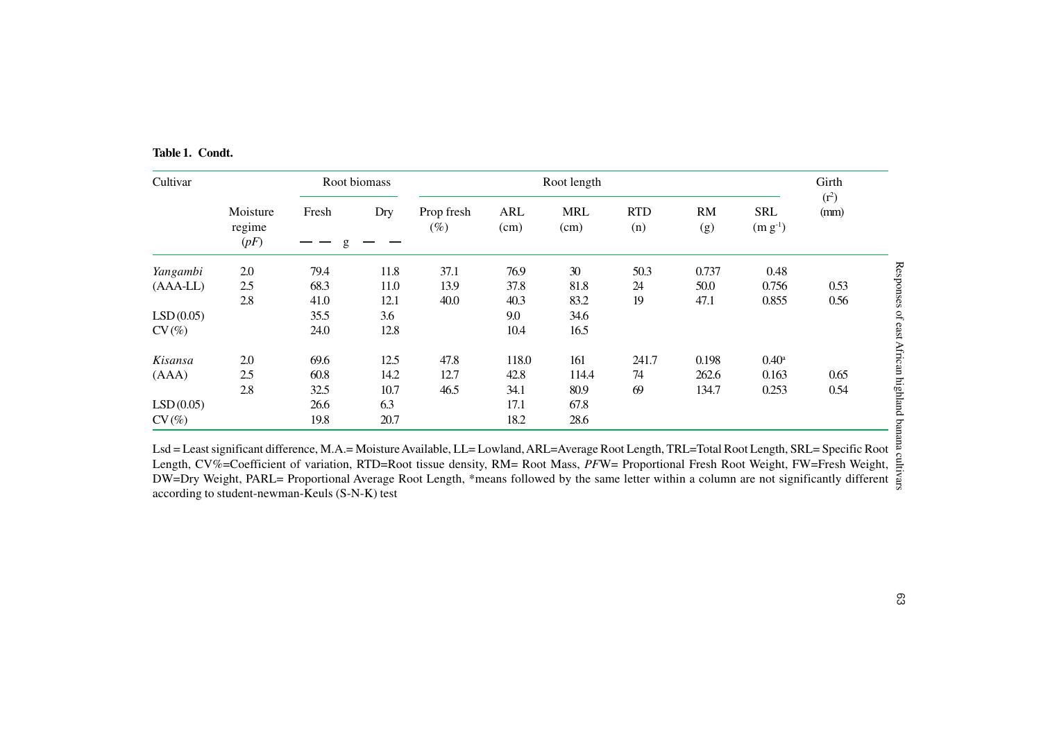**Table 1. Condt.**

| Cultivar | Moisture regime (*pF*) | Root biomass | | Root length | | | | | | Girth ($r^2$) (mm) |
|---|---|---|---|---|---|---|---|---|---|---|
| | | Fresh | Dry | Prop fresh (%) | ARL (cm) | MRL (cm) | RTD (n) | RM (g) | SRL (m g$^{-1}$) | |
| | | — — g — — | | | | | | | | |
| *Yangambi* | 2.0 | 79.4 | 11.8 | 37.1 | 76.9 | 30 | 50.3 | 0.737 | 0.48 | |
| (AAA-LL) | 2.5 | 68.3 | 11.0 | 13.9 | 37.8 | 81.8 | 24 | 50.0 | 0.756 | 0.53 |
| | 2.8 | 41.0 | 12.1 | 40.0 | 40.3 | 83.2 | 19 | 47.1 | 0.855 | 0.56 |
| LSD (0.05) | | 35.5 | 3.6 | | 9.0 | 34.6 | | | | |
| CV (%) | | 24.0 | 12.8 | | 10.4 | 16.5 | | | | |
| *Kisansa* | 2.0 | 69.6 | 12.5 | 47.8 | 118.0 | 161 | 241.7 | 0.198 | 0.40[a] | |
| (AAA) | 2.5 | 60.8 | 14.2 | 12.7 | 42.8 | 114.4 | 74 | 262.6 | 0.163 | 0.65 |
| | 2.8 | 32.5 | 10.7 | 46.5 | 34.1 | 80.9 | 69 | 134.7 | 0.253 | 0.54 |
| LSD (0.05) | | 26.6 | 6.3 | | 17.1 | 67.8 | | | | |
| CV (%) | | 19.8 | 20.7 | | 18.2 | 28.6 | | | | |

Lsd = Least significant difference, M.A.= Moisture Available, LL= Lowland, ARL=Average Root Length, TRL=Total Root Length, SRL= Specific Root Length, CV%=Coefficient of variation, RTD=Root tissue density, RM= Root Mass, *PF*W= Proportional Fresh Root Weight, FW=Fresh Weight, DW=Dry Weight, PARL= Proportional Average Root Length, *means followed by the same letter within a column are not significantly different according to student-newman-Keuls (S-N-K) test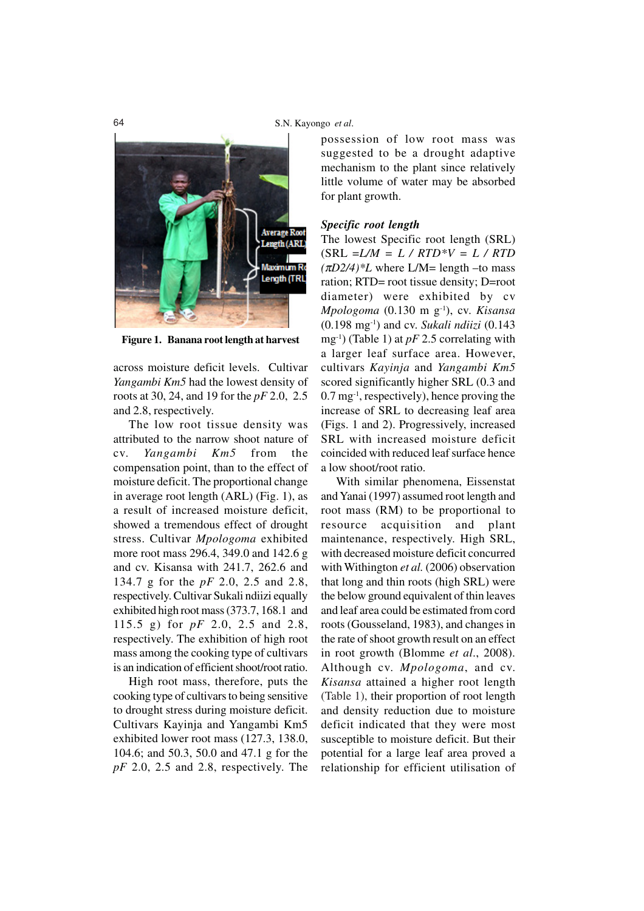Figure 1. Banana root length at harvest

across moisture deficit levels. Cultivar *Yangambi Km5* had the lowest density of roots at 30, 24, and 19 for the *pF* 2.0, 2.5 and 2.8, respectively.

The low root tissue density was attributed to the narrow shoot nature of cv. *Yangambi Km5* from the compensation point, than to the effect of moisture deficit. The proportional change in average root length (ARL) (Fig. 1), as a result of increased moisture deficit, showed a tremendous effect of drought stress. Cultivar *Mpologoma* exhibited more root mass 296.4, 349.0 and 142.6 g and cv. Kisansa with 241.7, 262.6 and 134.7 g for the *pF* 2.0, 2.5 and 2.8, respectively. Cultivar Sukali ndiizi equally exhibited high root mass (373.7, 168.1 and 115.5 g) for *pF* 2.0, 2.5 and 2.8, respectively. The exhibition of high root mass among the cooking type of cultivars is an indication of efficient shoot/root ratio.

High root mass, therefore, puts the cooking type of cultivars to being sensitive to drought stress during moisture deficit. Cultivars Kayinja and Yangambi Km5 exhibited lower root mass (127.3, 138.0, 104.6; and 50.3, 50.0 and 47.1 g for the *pF* 2.0, 2.5 and 2.8, respectively. The possession of low root mass was suggested to be a drought adaptive mechanism to the plant since relatively little volume of water may be absorbed for plant growth.

### *Specific root length*

The lowest Specific root length (SRL) (SRL $=L/M = L / RTD{*}V = L / RTD (\pi D2/4){*}L$ where L/M= length –to mass ration; RTD= root tissue density; D=root diameter) were exhibited by cv *Mpologoma* (0.130 m g$^{-1}$), cv. *Kisansa* (0.198 mg$^{-1}$) and cv. *Sukali ndiizi* (0.143 mg$^{-1}$) (Table 1) at *pF* 2.5 correlating with a larger leaf surface area. However, cultivars *Kayinja* and *Yangambi Km5* scored significantly higher SRL (0.3 and 0.7 mg$^{-1}$, respectively), hence proving the increase of SRL to decreasing leaf area (Figs. 1 and 2). Progressively, increased SRL with increased moisture deficit coincided with reduced leaf surface hence a low shoot/root ratio.

With similar phenomena, Eissenstat and Yanai (1997) assumed root length and root mass (RM) to be proportional to resource acquisition and plant maintenance, respectively. High SRL, with decreased moisture deficit concurred with Withington *et al.* (2006) observation that long and thin roots (high SRL) were the below ground equivalent of thin leaves and leaf area could be estimated from cord roots (Gousseland, 1983), and changes in the rate of shoot growth result on an effect in root growth (Blomme *et al*., 2008). Although cv. *Mpologoma*, and cv. *Kisansa* attained a higher root length (Table 1), their proportion of root length and density reduction due to moisture deficit indicated that they were most susceptible to moisture deficit. But their potential for a large leaf area proved a relationship for efficient utilisation of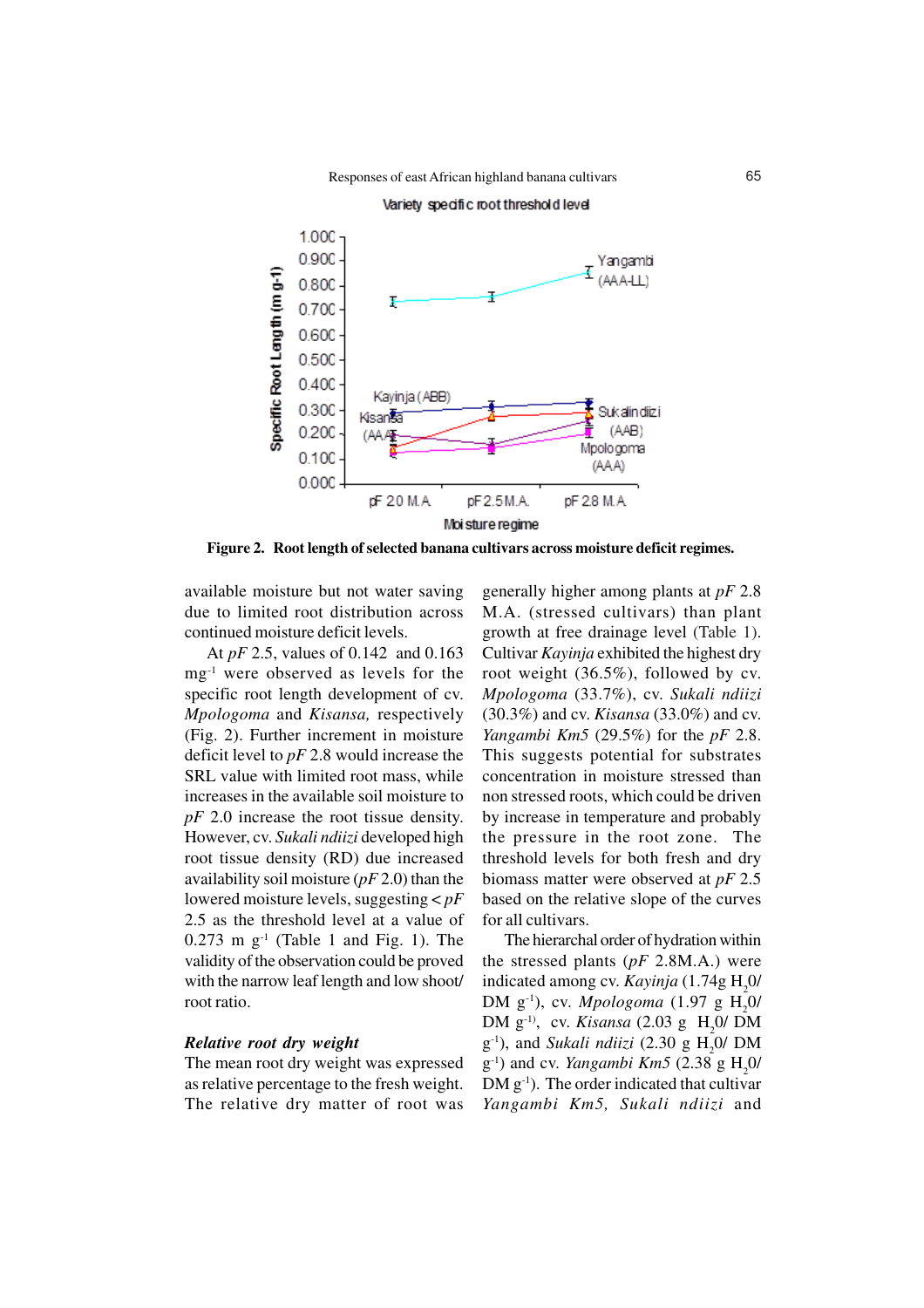**Figure 2. Root length of selected banana cultivars across moisture deficit regimes.**

available moisture but not water saving due to limited root distribution across continued moisture deficit levels.

At *pF* 2.5, values of 0.142 and 0.163 $mg^{-1}$ were observed as levels for the specific root length development of cv. *Mpologoma* and *Kisansa,* respectively (Fig. 2). Further increment in moisture deficit level to *pF* 2.8 would increase the SRL value with limited root mass, while increases in the available soil moisture to *pF* 2.0 increase the root tissue density. However, cv. *Sukali ndiizi* developed high root tissue density (RD) due increased availability soil moisture (*pF* 2.0) than the lowered moisture levels, suggesting < *pF* 2.5 as the threshold level at a value of 0.273 m $g^{-1}$ (Table 1 and Fig. 1). The validity of the observation could be proved with the narrow leaf length and low shoot/ root ratio.

***Relative root dry weight***

The mean root dry weight was expressed as relative percentage to the fresh weight. The relative dry matter of root was generally higher among plants at *pF* 2.8 M.A. (stressed cultivars) than plant growth at free drainage level (Table 1). Cultivar *Kayinja* exhibited the highest dry root weight (36.5%), followed by cv. *Mpologoma* (33.7%), cv. *Sukali ndiizi* (30.3%) and cv. *Kisansa* (33.0%) and cv. *Yangambi Km5* (29.5%) for the *pF* 2.8. This suggests potential for substrates concentration in moisture stressed than non stressed roots, which could be driven by increase in temperature and probably the pressure in the root zone. The threshold levels for both fresh and dry biomass matter were observed at *pF* 2.5 based on the relative slope of the curves for all cultivars.

The hierarchal order of hydration within the stressed plants (*pF* 2.8M.A.) were indicated among cv. *Kayinja* (1.74g $H_20$/ DM $g^{-1}$), cv. *Mpologoma* (1.97 g $H_20$/ DM $g^{-1}$), cv. *Kisansa* (2.03 g $H_20$/ DM $g^{-1}$), and *Sukali ndiizi* (2.30 g $H_20$/ DM $g^{-1}$) and cv. *Yangambi Km5* (2.38 g $H_20$/ DM $g^{-1}$). The order indicated that cultivar *Yangambi Km5, Sukali ndiizi* and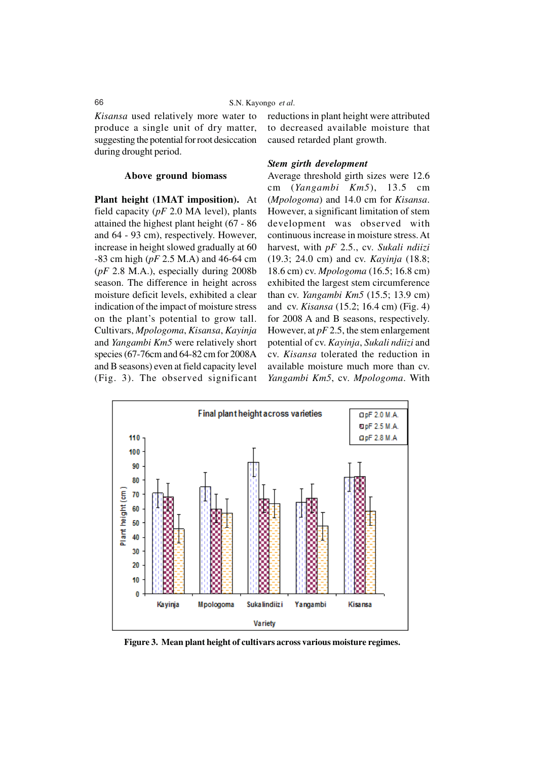*Kisansa* used relatively more water to produce a single unit of dry matter, suggesting the potential for root desiccation during drought period.

## Above ground biomass

**Plant height (1MAT imposition).** At field capacity (*pF* 2.0 MA level), plants attained the highest plant height (67 - 86 and 64 - 93 cm), respectively. However, increase in height slowed gradually at 60 -83 cm high (*pF* 2.5 M.A) and 46-64 cm (*pF* 2.8 M.A.), especially during 2008b season. The difference in height across moisture deficit levels, exhibited a clear indication of the impact of moisture stress on the plant's potential to grow tall. Cultivars, *Mpologoma*, *Kisansa*, *Kayinja* and *Yangambi Km5* were relatively short species (67-76cm and 64-82 cm for 2008A and B seasons) even at field capacity level (Fig. 3). The observed significant reductions in plant height were attributed to decreased available moisture that caused retarded plant growth.

***Stem girth development***

Average threshold girth sizes were 12.6 cm (*Yangambi Km5*), 13.5 cm (*Mpologoma*) and 14.0 cm for *Kisansa*. However, a significant limitation of stem development was observed with continuous increase in moisture stress. At harvest, with *pF* 2.5., cv. *Sukali ndiizi* (19.3; 24.0 cm) and cv. *Kayinja* (18.8; 18.6 cm) cv. *Mpologoma* (16.5; 16.8 cm) exhibited the largest stem circumference than cv. *Yangambi Km5* (15.5; 13.9 cm) and cv. *Kisansa* (15.2; 16.4 cm) (Fig. 4) for 2008 A and B seasons, respectively. However, at *pF* 2.5, the stem enlargement potential of cv. *Kayinja*, *Sukali ndiizi* and cv. *Kisansa* tolerated the reduction in available moisture much more than cv. *Yangambi Km5*, cv. *Mpologoma*. With

**Figure 3. Mean plant height of cultivars across various moisture regimes.**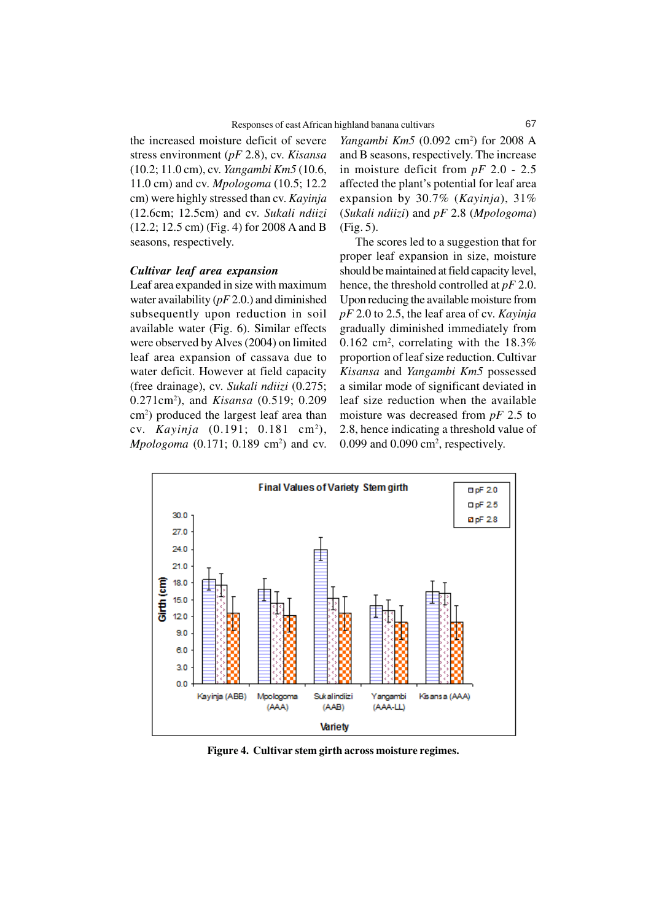the increased moisture deficit of severe stress environment (*pF* 2.8), cv. *Kisansa* (10.2; 11.0 cm), cv. *Yangambi Km5* (10.6, 11.0 cm) and cv. *Mpologoma* (10.5; 12.2 cm) were highly stressed than cv. *Kayinja* (12.6cm; 12.5cm) and cv. *Sukali ndiizi* (12.2; 12.5 cm) (Fig. 4) for 2008 A and B seasons, respectively.

### *Cultivar leaf area expansion*

Leaf area expanded in size with maximum water availability (*pF* 2.0.) and diminished subsequently upon reduction in soil available water (Fig. 6). Similar effects were observed by Alves (2004) on limited leaf area expansion of cassava due to water deficit. However at field capacity (free drainage), cv. *Sukali ndiizi* (0.275; 0.271cm$^2$), and *Kisansa* (0.519; 0.209 cm$^2$) produced the largest leaf area than cv. *Kayinja* (0.191; 0.181 cm$^2$), *Mpologoma* (0.171; 0.189 cm$^2$) and cv. *Yangambi Km5* (0.092 cm$^2$) for 2008 A and B seasons, respectively. The increase in moisture deficit from *pF* 2.0 - 2.5 affected the plant's potential for leaf area expansion by 30.7% (*Kayinja*), 31% (*Sukali ndiizi*) and *pF* 2.8 (*Mpologoma*) (Fig. 5).

The scores led to a suggestion that for proper leaf expansion in size, moisture should be maintained at field capacity level, hence, the threshold controlled at *pF* 2.0. Upon reducing the available moisture from *pF* 2.0 to 2.5, the leaf area of cv. *Kayinja* gradually diminished immediately from 0.162 cm$^2$, correlating with the 18.3% proportion of leaf size reduction. Cultivar *Kisansa* and *Yangambi Km5* possessed a similar mode of significant deviated in leaf size reduction when the available moisture was decreased from *pF* 2.5 to 2.8, hence indicating a threshold value of 0.099 and 0.090 cm$^2$, respectively.

**Figure 4. Cultivar stem girth across moisture regimes.**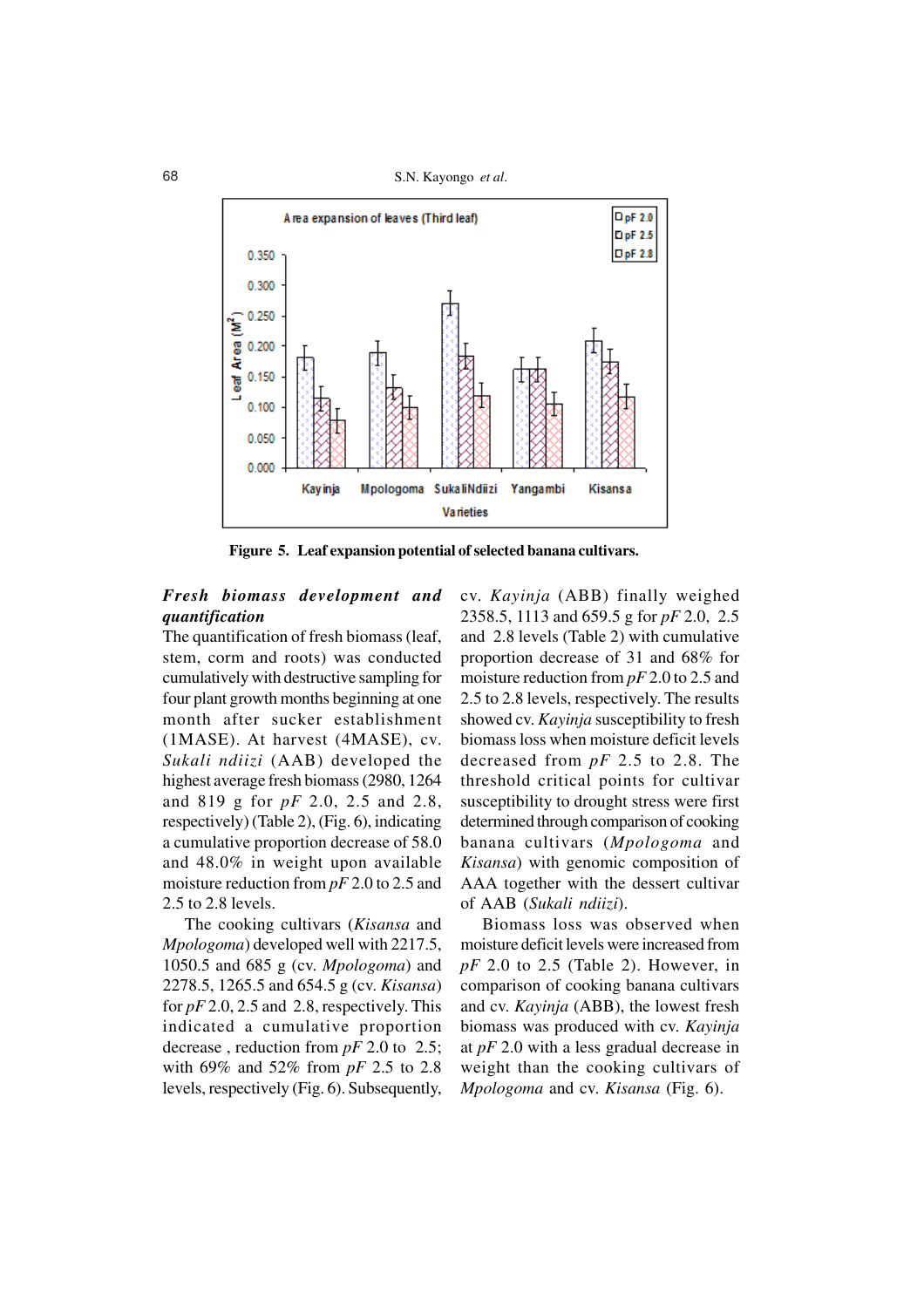Figure 5. Leaf expansion potential of selected banana cultivars.

***Fresh biomass development and quantification***

The quantification of fresh biomass (leaf, stem, corm and roots) was conducted cumulatively with destructive sampling for four plant growth months beginning at one month after sucker establishment (1MASE). At harvest (4MASE), cv. *Sukali ndiizi* (AAB) developed the highest average fresh biomass (2980, 1264 and 819 g for *pF* 2.0, 2.5 and 2.8, respectively) (Table 2), (Fig. 6), indicating a cumulative proportion decrease of 58.0 and 48.0% in weight upon available moisture reduction from *pF* 2.0 to 2.5 and 2.5 to 2.8 levels.

The cooking cultivars (*Kisansa* and *Mpologoma*) developed well with 2217.5, 1050.5 and 685 g (cv. *Mpologoma*) and 2278.5, 1265.5 and 654.5 g (cv. *Kisansa*) for *pF* 2.0, 2.5 and 2.8, respectively. This indicated a cumulative proportion decrease , reduction from *pF* 2.0 to 2.5; with 69% and 52% from *pF* 2.5 to 2.8 levels, respectively (Fig. 6). Subsequently, cv. *Kayinja* (ABB) finally weighed 2358.5, 1113 and 659.5 g for *pF* 2.0, 2.5 and 2.8 levels (Table 2) with cumulative proportion decrease of 31 and 68% for moisture reduction from *pF* 2.0 to 2.5 and 2.5 to 2.8 levels, respectively. The results showed cv. *Kayinja* susceptibility to fresh biomass loss when moisture deficit levels decreased from *pF* 2.5 to 2.8. The threshold critical points for cultivar susceptibility to drought stress were first determined through comparison of cooking banana cultivars (*Mpologoma* and *Kisansa*) with genomic composition of AAA together with the dessert cultivar of AAB (*Sukali ndiizi*).

Biomass loss was observed when moisture deficit levels were increased from *pF* 2.0 to 2.5 (Table 2). However, in comparison of cooking banana cultivars and cv. *Kayinja* (ABB), the lowest fresh biomass was produced with cv. *Kayinja* at *pF* 2.0 with a less gradual decrease in weight than the cooking cultivars of *Mpologoma* and cv. *Kisansa* (Fig. 6).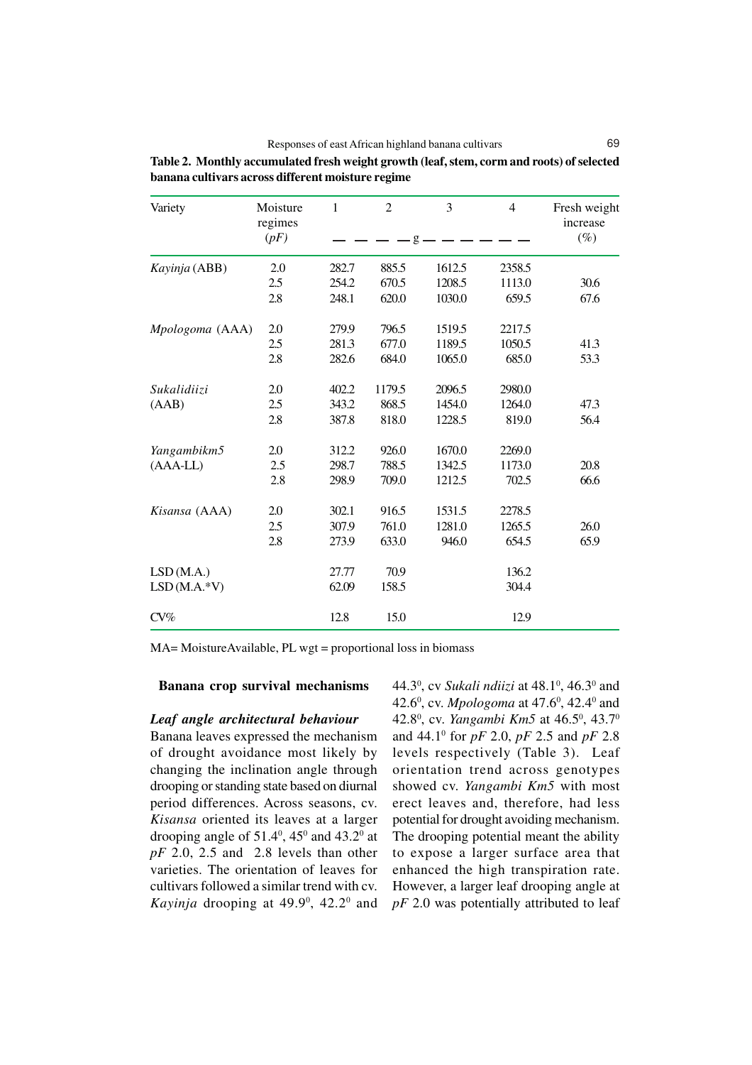**Table 2. Monthly accumulated fresh weight growth (leaf, stem, corm and roots) of selected banana cultivars across different moisture regime**

| Variety | Moisture regimes (*pF*) | 1 | 2 | 3 | 4 | Fresh weight increase (%) |
|---|---|---|---|---|---|---|
| | | g | | | | |
| *Kayinja* (ABB) | 2.0 | 282.7 | 885.5 | 1612.5 | 2358.5 | |
| | 2.5 | 254.2 | 670.5 | 1208.5 | 1113.0 | 30.6 |
| | 2.8 | 248.1 | 620.0 | 1030.0 | 659.5 | 67.6 |
| *Mpologoma* (AAA) | 2.0 | 279.9 | 796.5 | 1519.5 | 2217.5 | |
| | 2.5 | 281.3 | 677.0 | 1189.5 | 1050.5 | 41.3 |
| | 2.8 | 282.6 | 684.0 | 1065.0 | 685.0 | 53.3 |
| *Sukalidiizi* (AAB) | 2.0 | 402.2 | 1179.5 | 2096.5 | 2980.0 | |
| | 2.5 | 343.2 | 868.5 | 1454.0 | 1264.0 | 47.3 |
| | 2.8 | 387.8 | 818.0 | 1228.5 | 819.0 | 56.4 |
| *Yangambikm5* (AAA-LL) | 2.0 | 312.2 | 926.0 | 1670.0 | 2269.0 | |
| | 2.5 | 298.7 | 788.5 | 1342.5 | 1173.0 | 20.8 |
| | 2.8 | 298.9 | 709.0 | 1212.5 | 702.5 | 66.6 |
| *Kisansa* (AAA) | 2.0 | 302.1 | 916.5 | 1531.5 | 2278.5 | |
| | 2.5 | 307.9 | 761.0 | 1281.0 | 1265.5 | 26.0 |
| | 2.8 | 273.9 | 633.0 | 946.0 | 654.5 | 65.9 |
| LSD (M.A.) | | 27.77 | 70.9 | | 136.2 | |
| LSD (M.A.*V) | | 62.09 | 158.5 | | 304.4 | |
| CV% | | 12.8 | 15.0 | | 12.9 | |

MA= MoistureAvailable, PL wgt = proportional loss in biomass

### Banana crop survival mechanisms

***Leaf angle architectural behaviour***

Banana leaves expressed the mechanism of drought avoidance most likely by changing the inclination angle through drooping or standing state based on diurnal period differences. Across seasons, cv. *Kisansa* oriented its leaves at a larger drooping angle of $51.4^0$, $45^0$ and $43.2^0$ at *pF* 2.0, 2.5 and 2.8 levels than other varieties. The orientation of leaves for cultivars followed a similar trend with cv. *Kayinja* drooping at $49.9^0$, $42.2^0$ and $44.3^0$, cv *Sukali ndiizi* at $48.1^0$, $46.3^0$ and $42.6^0$, cv. *Mpologoma* at $47.6^0$, $42.4^0$ and $42.8^0$, cv. *Yangambi Km5* at $46.5^0$, $43.7^0$ and $44.1^0$ for *pF* 2.0, *pF* 2.5 and *pF* 2.8 levels respectively (Table 3). Leaf orientation trend across genotypes showed cv. *Yangambi Km5* with most erect leaves and, therefore, had less potential for drought avoiding mechanism. The drooping potential meant the ability to expose a larger surface area that enhanced the high transpiration rate. However, a larger leaf drooping angle at *pF* 2.0 was potentially attributed to leaf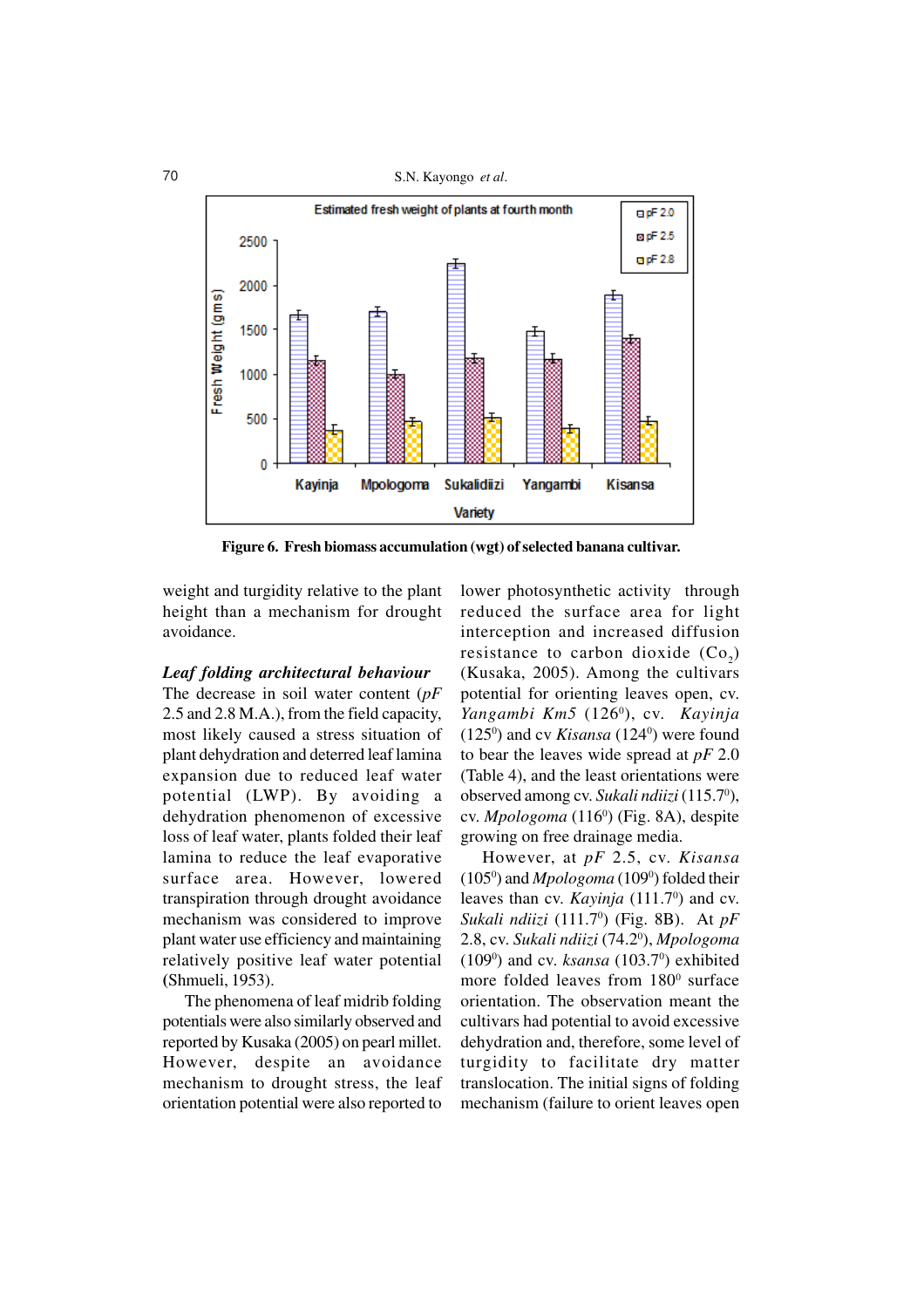**Figure 6. Fresh biomass accumulation (wgt) of selected banana cultivar.**

weight and turgidity relative to the plant height than a mechanism for drought avoidance.

***Leaf folding architectural behaviour***

The decrease in soil water content (*pF* 2.5 and 2.8 M.A.), from the field capacity, most likely caused a stress situation of plant dehydration and deterred leaf lamina expansion due to reduced leaf water potential (LWP). By avoiding a dehydration phenomenon of excessive loss of leaf water, plants folded their leaf lamina to reduce the leaf evaporative surface area. However, lowered transpiration through drought avoidance mechanism was considered to improve plant water use efficiency and maintaining relatively positive leaf water potential (Shmueli, 1953).

The phenomena of leaf midrib folding potentials were also similarly observed and reported by Kusaka (2005) on pearl millet. However, despite an avoidance mechanism to drought stress, the leaf orientation potential were also reported to lower photosynthetic activity through reduced the surface area for light interception and increased diffusion resistance to carbon dioxide ($Co_2$) (Kusaka, 2005). Among the cultivars potential for orienting leaves open, cv. *Yangambi Km5* ($126^0$), cv. *Kayinja* ($125^0$) and cv *Kisansa* ($124^0$) were found to bear the leaves wide spread at *pF* 2.0 (Table 4), and the least orientations were observed among cv. *Sukali ndiizi* ($115.7^0$), cv. *Mpologoma* ($116^0$) (Fig. 8A), despite growing on free drainage media.

However, at *pF* 2.5, cv. *Kisansa* ($105^0$) and *Mpologoma* ($109^0$) folded their leaves than cv. *Kayinja* ($111.7^0$) and cv. *Sukali ndiizi* ($111.7^0$) (Fig. 8B). At *pF* 2.8, cv. *Sukali ndiizi* ($74.2^0$), *Mpologoma* ($109^0$) and cv. *ksansa* ($103.7^0$) exhibited more folded leaves from $180^0$ surface orientation. The observation meant the cultivars had potential to avoid excessive dehydration and, therefore, some level of turgidity to facilitate dry matter translocation. The initial signs of folding mechanism (failure to orient leaves open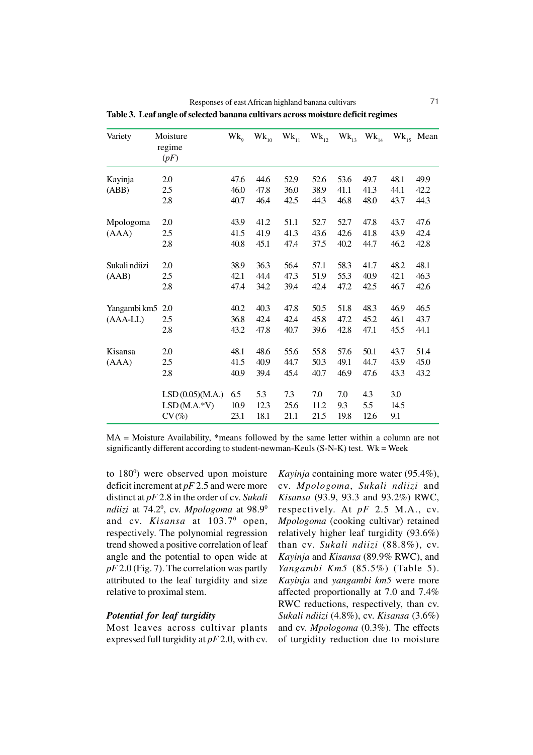**Table 3. Leaf angle of selected banana cultivars across moisture deficit regimes**

| Variety | Moisture regime ($pF$) | $Wk_9$ | $Wk_{10}$ | $Wk_{11}$ | $Wk_{12}$ | $Wk_{13}$ | $Wk_{14}$ | $Wk_{15}$ | Mean |
|---|---|---|---|---|---|---|---|---|---|
| Kayinja (ABB) | 2.0 | 47.6 | 44.6 | 52.9 | 52.6 | 53.6 | 49.7 | 48.1 | 49.9 |
| | 2.5 | 46.0 | 47.8 | 36.0 | 38.9 | 41.1 | 41.3 | 44.1 | 42.2 |
| | 2.8 | 40.7 | 46.4 | 42.5 | 44.3 | 46.8 | 48.0 | 43.7 | 44.3 |
| Mpologoma (AAA) | 2.0 | 43.9 | 41.2 | 51.1 | 52.7 | 52.7 | 47.8 | 43.7 | 47.6 |
| | 2.5 | 41.5 | 41.9 | 41.3 | 43.6 | 42.6 | 41.8 | 43.9 | 42.4 |
| | 2.8 | 40.8 | 45.1 | 47.4 | 37.5 | 40.2 | 44.7 | 46.2 | 42.8 |
| Sukali ndiizi (AAB) | 2.0 | 38.9 | 36.3 | 56.4 | 57.1 | 58.3 | 41.7 | 48.2 | 48.1 |
| | 2.5 | 42.1 | 44.4 | 47.3 | 51.9 | 55.3 | 40.9 | 42.1 | 46.3 |
| | 2.8 | 47.4 | 34.2 | 39.4 | 42.4 | 47.2 | 42.5 | 46.7 | 42.6 |
| Yangambi km5 (AAA-LL) | 2.0 | 40.2 | 40.3 | 47.8 | 50.5 | 51.8 | 48.3 | 46.9 | 46.5 |
| | 2.5 | 36.8 | 42.4 | 42.4 | 45.8 | 47.2 | 45.2 | 46.1 | 43.7 |
| | 2.8 | 43.2 | 47.8 | 40.7 | 39.6 | 42.8 | 47.1 | 45.5 | 44.1 |
| Kisansa (AAA) | 2.0 | 48.1 | 48.6 | 55.6 | 55.8 | 57.6 | 50.1 | 43.7 | 51.4 |
| | 2.5 | 41.5 | 40.9 | 44.7 | 50.3 | 49.1 | 44.7 | 43.9 | 45.0 |
| | 2.8 | 40.9 | 39.4 | 45.4 | 40.7 | 46.9 | 47.6 | 43.3 | 43.2 |
| | LSD (0.05)(M.A.) | 6.5 | 5.3 | 7.3 | 7.0 | 7.0 | 4.3 | 3.0 | |
| | LSD (M.A.*V) | 10.9 | 12.3 | 25.6 | 11.2 | 9.3 | 5.5 | 14.5 | |
| | CV (%) | 23.1 | 18.1 | 21.1 | 21.5 | 19.8 | 12.6 | 9.1 | |

MA = Moisture Availability, *means followed by the same letter within a column are not significantly different according to student-newman-Keuls (S-N-K) test. Wk = Week

to $180^0$) were observed upon moisture deficit increment at $pF$ 2.5 and were more distinct at $pF$ 2.8 in the order of cv. *Sukali ndiizi* at $74.2^0$, cv. *Mpologoma* at $98.9^0$ and cv. *Kisansa* at $103.7^0$ open, respectively. The polynomial regression trend showed a positive correlation of leaf angle and the potential to open wide at $pF$ 2.0 (Fig. 7). The correlation was partly attributed to the leaf turgidity and size relative to proximal stem.

### *Potential for leaf turgidity*

Most leaves across cultivar plants expressed full turgidity at $pF$ 2.0, with cv. *Kayinja* containing more water (95.4%), cv. *Mpologoma*, *Sukali ndiizi* and *Kisansa* (93.9, 93.3 and 93.2%) RWC, respectively. At $pF$ 2.5 M.A., cv. *Mpologoma* (cooking cultivar) retained relatively higher leaf turgidity (93.6%) than cv. *Sukali ndiizi* (88.8%), cv. *Kayinja* and *Kisansa* (89.9% RWC), and *Yangambi Km5* (85.5%) (Table 5). *Kayinja* and *yangambi km5* were more affected proportionally at 7.0 and 7.4% RWC reductions, respectively, than cv. *Sukali ndiizi* (4.8%), cv. *Kisansa* (3.6%) and cv. *Mpologoma* (0.3%). The effects of turgidity reduction due to moisture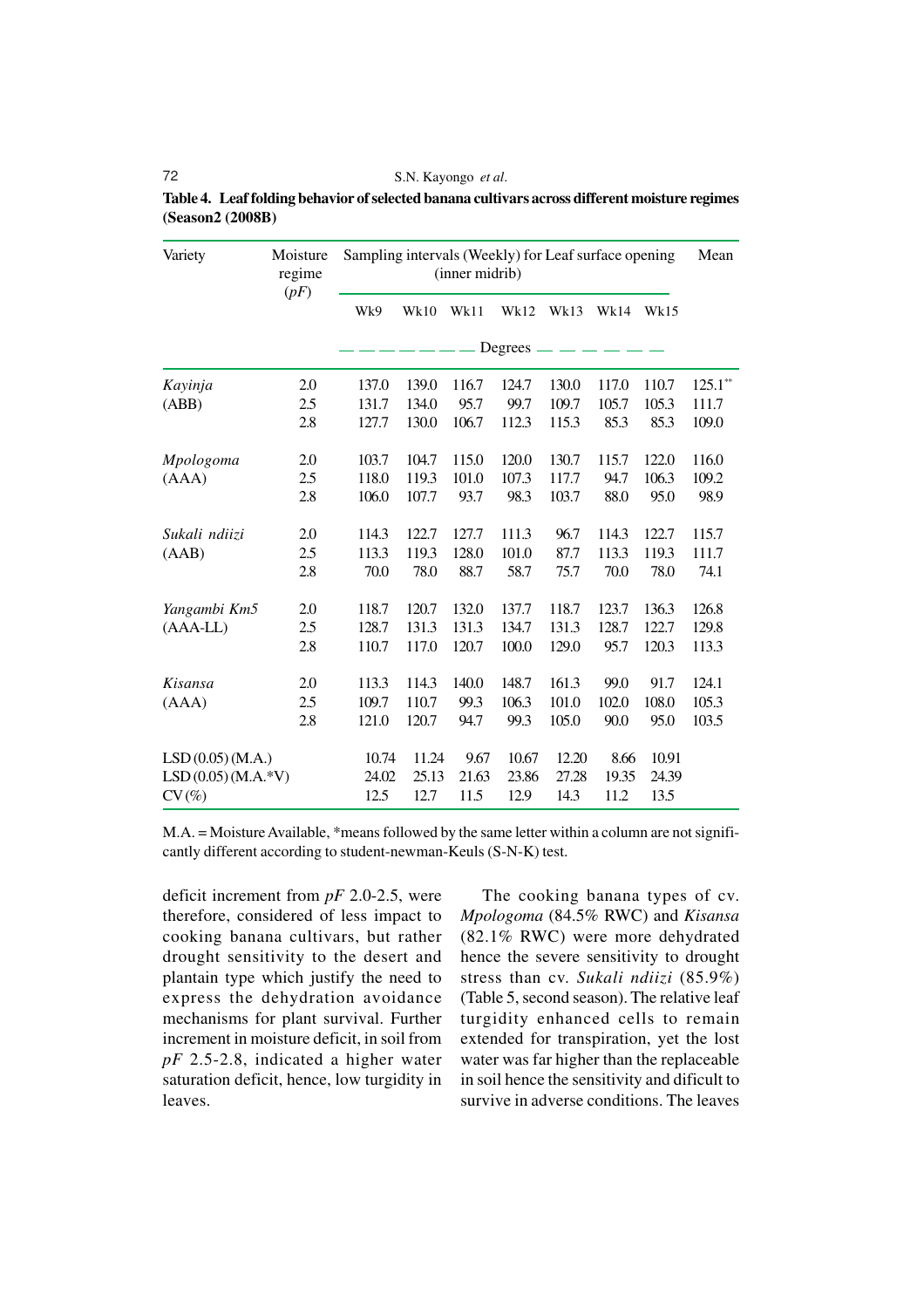**Table 4. Leaf folding behavior of selected banana cultivars across different moisture regimes (Season2 (2008B)**

| Variety | Moisture regime (*pF*) | Sampling intervals (Weekly) for Leaf surface opening (inner midrib) | | | | | | | Mean |
|---|---|---|---|---|---|---|---|---|---|
| | | Wk9 | Wk10 | Wk11 | Wk12 | Wk13 | Wk14 | Wk15 | |
| | | Degrees | | | | | | | |
| *Kayinja* (ABB) | 2.0 | 137.0 | 139.0 | 116.7 | 124.7 | 130.0 | 117.0 | 110.7 | 125.1** |
| | 2.5 | 131.7 | 134.0 | 95.7 | 99.7 | 109.7 | 105.7 | 105.3 | 111.7 |
| | 2.8 | 127.7 | 130.0 | 106.7 | 112.3 | 115.3 | 85.3 | 85.3 | 109.0 |
| *Mpologoma* (AAA) | 2.0 | 103.7 | 104.7 | 115.0 | 120.0 | 130.7 | 115.7 | 122.0 | 116.0 |
| | 2.5 | 118.0 | 119.3 | 101.0 | 107.3 | 117.7 | 94.7 | 106.3 | 109.2 |
| | 2.8 | 106.0 | 107.7 | 93.7 | 98.3 | 103.7 | 88.0 | 95.0 | 98.9 |
| *Sukali ndiizi* (AAB) | 2.0 | 114.3 | 122.7 | 127.7 | 111.3 | 96.7 | 114.3 | 122.7 | 115.7 |
| | 2.5 | 113.3 | 119.3 | 128.0 | 101.0 | 87.7 | 113.3 | 119.3 | 111.7 |
| | 2.8 | 70.0 | 78.0 | 88.7 | 58.7 | 75.7 | 70.0 | 78.0 | 74.1 |
| *Yangambi Km5* (AAA-LL) | 2.0 | 118.7 | 120.7 | 132.0 | 137.7 | 118.7 | 123.7 | 136.3 | 126.8 |
| | 2.5 | 128.7 | 131.3 | 131.3 | 134.7 | 131.3 | 128.7 | 122.7 | 129.8 |
| | 2.8 | 110.7 | 117.0 | 120.7 | 100.0 | 129.0 | 95.7 | 120.3 | 113.3 |
| *Kisansa* (AAA) | 2.0 | 113.3 | 114.3 | 140.0 | 148.7 | 161.3 | 99.0 | 91.7 | 124.1 |
| | 2.5 | 109.7 | 110.7 | 99.3 | 106.3 | 101.0 | 102.0 | 108.0 | 105.3 |
| | 2.8 | 121.0 | 120.7 | 94.7 | 99.3 | 105.0 | 90.0 | 95.0 | 103.5 |
| LSD (0.05) (M.A.) | | 10.74 | 11.24 | 9.67 | 10.67 | 12.20 | 8.66 | 10.91 | |
| LSD (0.05) (M.A.*V) | | 24.02 | 25.13 | 21.63 | 23.86 | 27.28 | 19.35 | 24.39 | |
| CV (%) | | 12.5 | 12.7 | 11.5 | 12.9 | 14.3 | 11.2 | 13.5 | |

M.A. = Moisture Available, *means followed by the same letter within a column are not significantly different according to student-newman-Keuls (S-N-K) test.

deficit increment from *pF* 2.0-2.5, were therefore, considered of less impact to cooking banana cultivars, but rather drought sensitivity to the desert and plantain type which justify the need to express the dehydration avoidance mechanisms for plant survival. Further increment in moisture deficit, in soil from *pF* 2.5-2.8, indicated a higher water saturation deficit, hence, low turgidity in leaves.

The cooking banana types of cv. *Mpologoma* (84.5% RWC) and *Kisansa* (82.1% RWC) were more dehydrated hence the severe sensitivity to drought stress than cv. *Sukali ndiizi* (85.9%) (Table 5, second season). The relative leaf turgidity enhanced cells to remain extended for transpiration, yet the lost water was far higher than the replaceable in soil hence the sensitivity and dificult to survive in adverse conditions. The leaves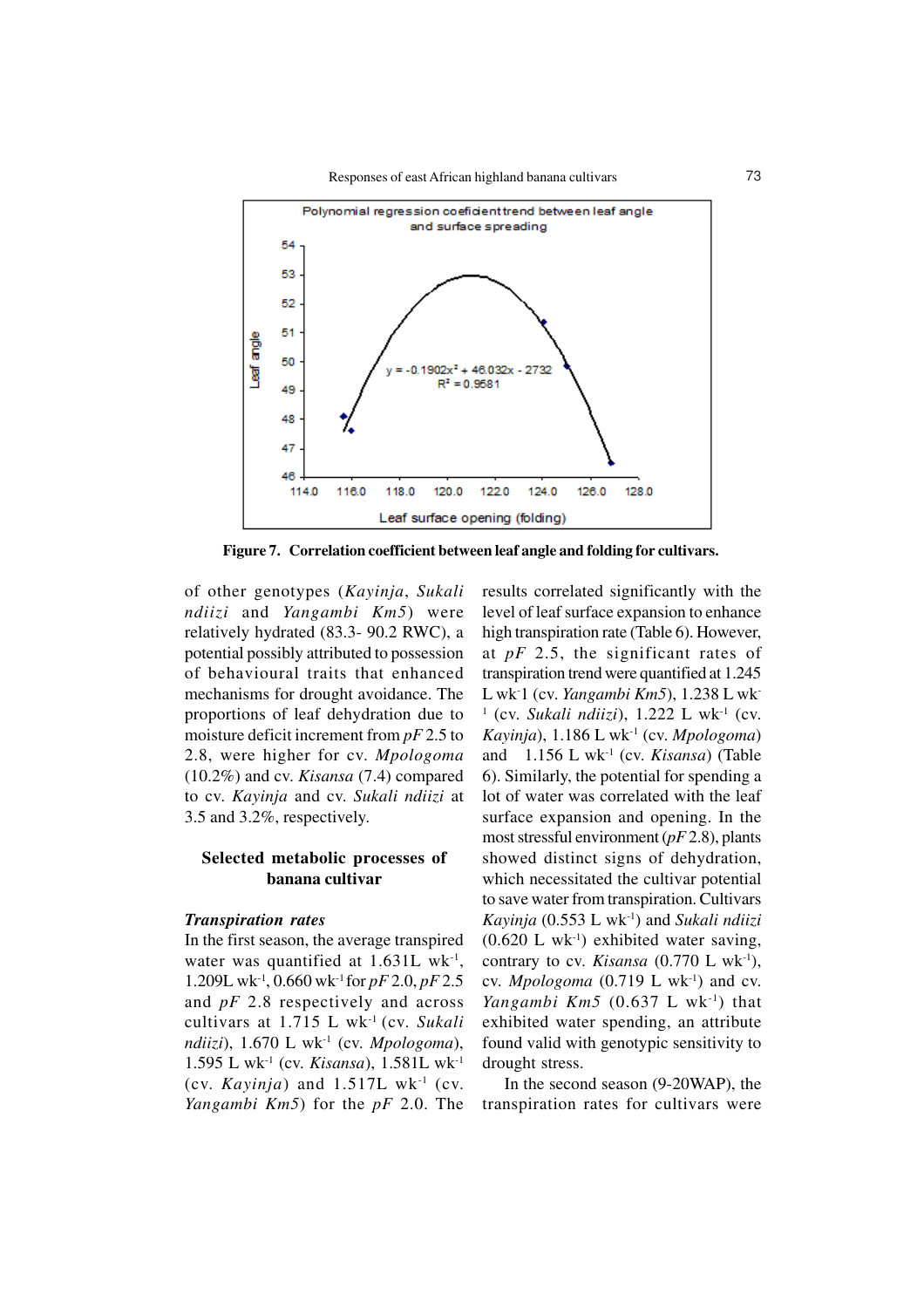Polynomial regression coefficient trend between leaf angle and surface spreading

$y = -0.1902x^2 + 46.032x - 2732$
$R^2 = 0.9581$

**Figure 7. Correlation coefficient between leaf angle and folding for cultivars.**

of other genotypes (*Kayinja*, *Sukali ndiizi* and *Yangambi Km5*) were relatively hydrated (83.3- 90.2 RWC), a potential possibly attributed to possession of behavioural traits that enhanced mechanisms for drought avoidance. The proportions of leaf dehydration due to moisture deficit increment from *pF* 2.5 to 2.8, were higher for cv. *Mpologoma* (10.2%) and cv. *Kisansa* (7.4) compared to cv. *Kayinja* and cv. *Sukali ndiizi* at 3.5 and 3.2%, respectively.

## Selected metabolic processes of banana cultivar

***Transpiration rates***

In the first season, the average transpired water was quantified at 1.631L $wk^{-1}$, 1.209L $wk^{-1}$, 0.660 $wk^{-1}$ for *pF* 2.0, *pF* 2.5 and *pF* 2.8 respectively and across cultivars at 1.715 L $wk^{-1}$ (cv. *Sukali ndiizi*), 1.670 L $wk^{-1}$ (cv. *Mpologoma*), 1.595 L $wk^{-1}$ (cv. *Kisansa*), 1.581L $wk^{-1}$ (cv. *Kayinja*) and 1.517L $wk^{-1}$ (cv. *Yangambi Km5*) for the *pF* 2.0. The results correlated significantly with the level of leaf surface expansion to enhance high transpiration rate (Table 6). However, at *pF* 2.5, the significant rates of transpiration trend were quantified at 1.245 L wk-1 (cv. *Yangambi Km5*), 1.238 L $wk^{-1}$ (cv. *Sukali ndiizi*), 1.222 L $wk^{-1}$ (cv. *Kayinja*), 1.186 L $wk^{-1}$ (cv. *Mpologoma*) and 1.156 L $wk^{-1}$ (cv. *Kisansa*) (Table 6). Similarly, the potential for spending a lot of water was correlated with the leaf surface expansion and opening. In the most stressful environment (*pF* 2.8), plants showed distinct signs of dehydration, which necessitated the cultivar potential to save water from transpiration. Cultivars *Kayinja* (0.553 L $wk^{-1}$) and *Sukali ndiizi* (0.620 L $wk^{-1}$) exhibited water saving, contrary to cv. *Kisansa* (0.770 L $wk^{-1}$), cv. *Mpologoma* (0.719 L $wk^{-1}$) and cv. *Yangambi Km5* (0.637 L $wk^{-1}$) that exhibited water spending, an attribute found valid with genotypic sensitivity to drought stress.

In the second season (9-20WAP), the transpiration rates for cultivars were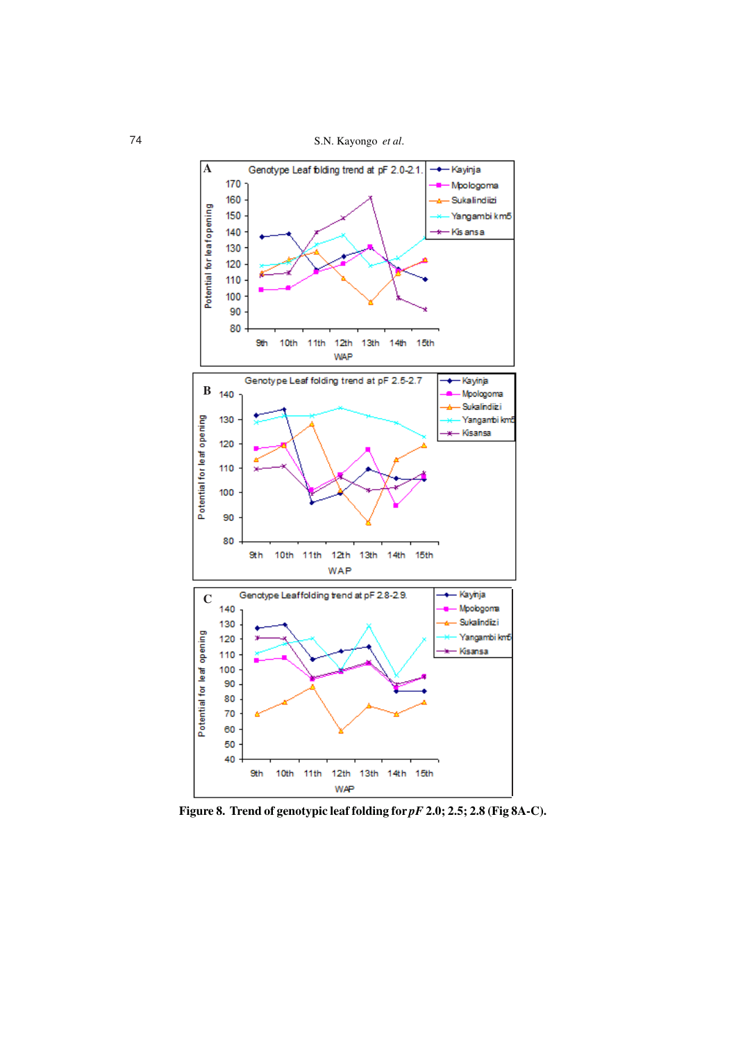**A**

Genotype Leaf folding trend at pF 2.0-2.1.

**B**

Genotype Leaf folding trend at pF 2.5-2.7

**C**

Genotype Leaf folding trend at pF 2.8-2.9.

**Figure 8. Trend of genotypic leaf folding for *pF* 2.0; 2.5; 2.8 (Fig 8A-C).**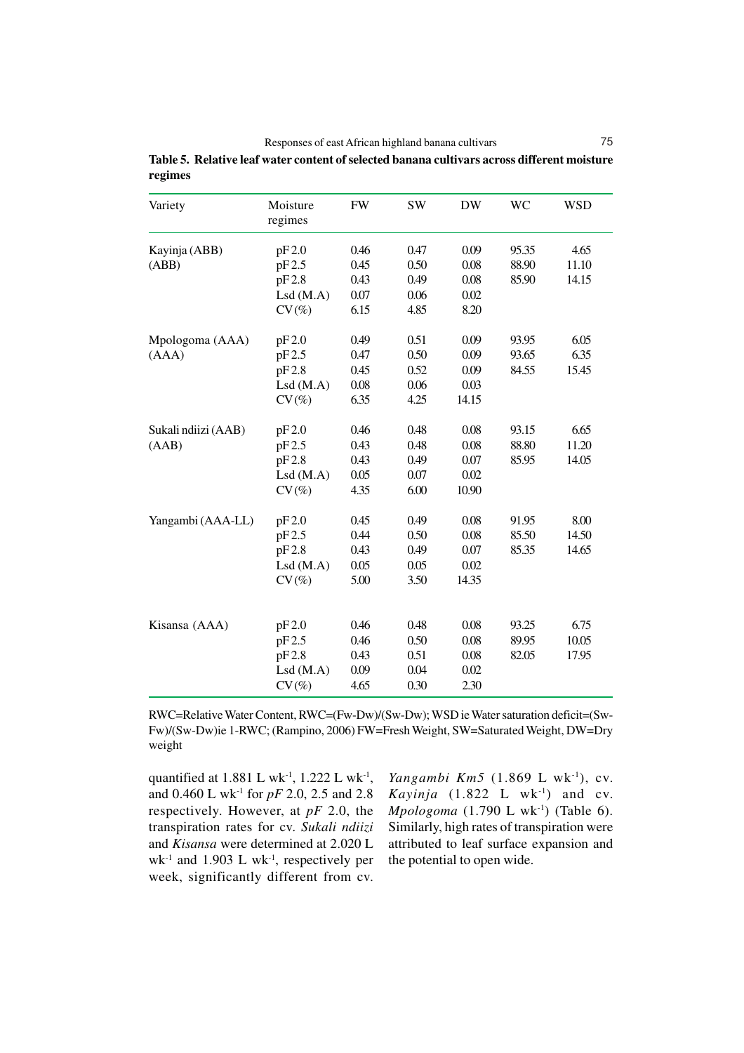**Table 5. Relative leaf water content of selected banana cultivars across different moisture regimes**

| Variety | Moisture regimes | FW | SW | DW | WC | WSD |
|---|---|---|---|---|---|---|
| Kayinja (ABB) | pF 2.0 | 0.46 | 0.47 | 0.09 | 95.35 | 4.65 |
| (ABB) | pF 2.5 | 0.45 | 0.50 | 0.08 | 88.90 | 11.10 |
| | pF 2.8 | 0.43 | 0.49 | 0.08 | 85.90 | 14.15 |
| | Lsd (M.A) | 0.07 | 0.06 | 0.02 | | |
| | CV (%) | 6.15 | 4.85 | 8.20 | | |
| Mpologoma (AAA) | pF 2.0 | 0.49 | 0.51 | 0.09 | 93.95 | 6.05 |
| (AAA) | pF 2.5 | 0.47 | 0.50 | 0.09 | 93.65 | 6.35 |
| | pF 2.8 | 0.45 | 0.52 | 0.09 | 84.55 | 15.45 |
| | Lsd (M.A) | 0.08 | 0.06 | 0.03 | | |
| | CV (%) | 6.35 | 4.25 | 14.15 | | |
| Sukali ndiizi (AAB) | pF 2.0 | 0.46 | 0.48 | 0.08 | 93.15 | 6.65 |
| (AAB) | pF 2.5 | 0.43 | 0.48 | 0.08 | 88.80 | 11.20 |
| | pF 2.8 | 0.43 | 0.49 | 0.07 | 85.95 | 14.05 |
| | Lsd (M.A) | 0.05 | 0.07 | 0.02 | | |
| | CV (%) | 4.35 | 6.00 | 10.90 | | |
| Yangambi (AAA-LL) | pF 2.0 | 0.45 | 0.49 | 0.08 | 91.95 | 8.00 |
| | pF 2.5 | 0.44 | 0.50 | 0.08 | 85.50 | 14.50 |
| | pF 2.8 | 0.43 | 0.49 | 0.07 | 85.35 | 14.65 |
| | Lsd (M.A) | 0.05 | 0.05 | 0.02 | | |
| | CV (%) | 5.00 | 3.50 | 14.35 | | |
| Kisansa (AAA) | pF 2.0 | 0.46 | 0.48 | 0.08 | 93.25 | 6.75 |
| | pF 2.5 | 0.46 | 0.50 | 0.08 | 89.95 | 10.05 |
| | pF 2.8 | 0.43 | 0.51 | 0.08 | 82.05 | 17.95 |
| | Lsd (M.A) | 0.09 | 0.04 | 0.02 | | |
| | CV (%) | 4.65 | 0.30 | 2.30 | | |

RWC=Relative Water Content, RWC=(Fw-Dw)/(Sw-Dw); WSD ie Water saturation deficit=(Sw-Fw)/(Sw-Dw)ie 1-RWC; (Rampino, 2006) FW=Fresh Weight, SW=Saturated Weight, DW=Dry weight

quantified at 1.881 L wk$^{-1}$, 1.222 L wk$^{-1}$, and 0.460 L wk$^{-1}$ for *pF* 2.0, 2.5 and 2.8 respectively. However, at *pF* 2.0, the transpiration rates for cv. *Sukali ndiizi* and *Kisansa* were determined at 2.020 L wk$^{-1}$ and 1.903 L wk$^{-1}$, respectively per week, significantly different from cv. *Yangambi Km5* (1.869 L wk$^{-1}$), cv. *Kayinja* (1.822 L wk$^{-1}$) and cv. *Mpologoma* (1.790 L wk$^{-1}$) (Table 6). Similarly, high rates of transpiration were attributed to leaf surface expansion and the potential to open wide.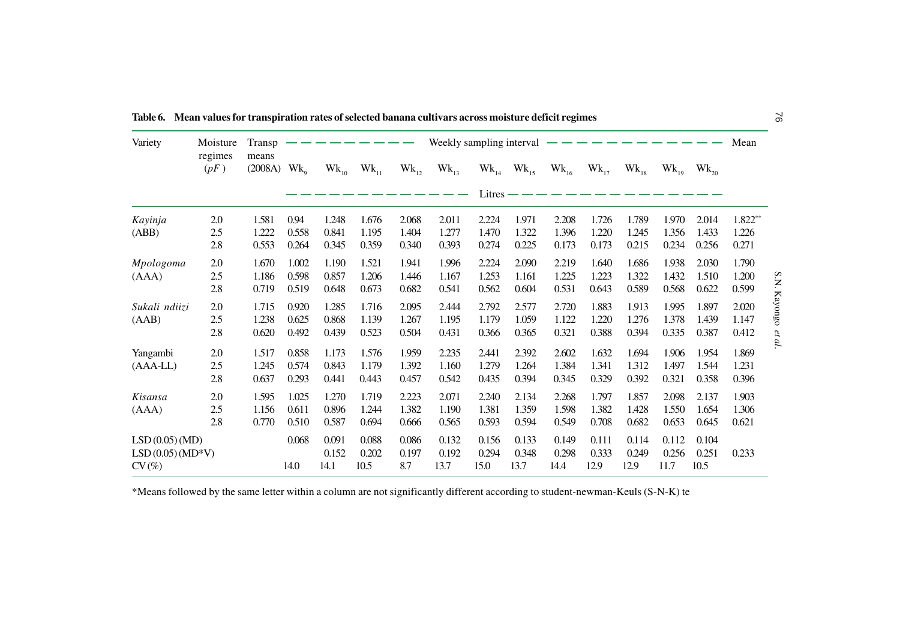**Table 6. Mean values for transpiration rates of selected banana cultivars across moisture deficit regimes**

| Variety | Moisture regimes (*pF*) | Transp means (2008A) | Weekly sampling interval | | | | | | | | | | | | Mean |
|---|---|---|---|---|---|---|---|---|---|---|---|---|---|---|---|
| | | | $Wk_9$ | $Wk_{10}$ | $Wk_{11}$ | $Wk_{12}$ | $Wk_{13}$ | $Wk_{14}$ | $Wk_{15}$ | $Wk_{16}$ | $Wk_{17}$ | $Wk_{18}$ | $Wk_{19}$ | $Wk_{20}$ | |
| | | | Litres | | | | | | | | | | | | |
| *Kayinja* | 2.0 | 1.581 | 0.94 | 1.248 | 1.676 | 2.068 | 2.011 | 2.224 | 1.971 | 2.208 | 1.726 | 1.789 | 1.970 | 2.014 | 1.822** |
| (ABB) | 2.5 | 1.222 | 0.558 | 0.841 | 1.195 | 1.404 | 1.277 | 1.470 | 1.322 | 1.396 | 1.220 | 1.245 | 1.356 | 1.433 | 1.226 |
| | 2.8 | 0.553 | 0.264 | 0.345 | 0.359 | 0.340 | 0.393 | 0.274 | 0.225 | 0.173 | 0.173 | 0.215 | 0.234 | 0.256 | 0.271 |
| *Mpologoma* | 2.0 | 1.670 | 1.002 | 1.190 | 1.521 | 1.941 | 1.996 | 2.224 | 2.090 | 2.219 | 1.640 | 1.686 | 1.938 | 2.030 | 1.790 |
| (AAA) | 2.5 | 1.186 | 0.598 | 0.857 | 1.206 | 1.446 | 1.167 | 1.253 | 1.161 | 1.225 | 1.223 | 1.322 | 1.432 | 1.510 | 1.200 |
| | 2.8 | 0.719 | 0.519 | 0.648 | 0.673 | 0.682 | 0.541 | 0.562 | 0.604 | 0.531 | 0.643 | 0.589 | 0.568 | 0.622 | 0.599 |
| *Sukali ndiizi* | 2.0 | 1.715 | 0.920 | 1.285 | 1.716 | 2.095 | 2.444 | 2.792 | 2.577 | 2.720 | 1.883 | 1.913 | 1.995 | 1.897 | 2.020 |
| (AAB) | 2.5 | 1.238 | 0.625 | 0.868 | 1.139 | 1.267 | 1.195 | 1.179 | 1.059 | 1.122 | 1.220 | 1.276 | 1.378 | 1.439 | 1.147 |
| | 2.8 | 0.620 | 0.492 | 0.439 | 0.523 | 0.504 | 0.431 | 0.366 | 0.365 | 0.321 | 0.388 | 0.394 | 0.335 | 0.387 | 0.412 |
| Yangambi | 2.0 | 1.517 | 0.858 | 1.173 | 1.576 | 1.959 | 2.235 | 2.441 | 2.392 | 2.602 | 1.632 | 1.694 | 1.906 | 1.954 | 1.869 |
| (AAA-LL) | 2.5 | 1.245 | 0.574 | 0.843 | 1.179 | 1.392 | 1.160 | 1.279 | 1.264 | 1.384 | 1.341 | 1.312 | 1.497 | 1.544 | 1.231 |
| | 2.8 | 0.637 | 0.293 | 0.441 | 0.443 | 0.457 | 0.542 | 0.435 | 0.394 | 0.345 | 0.329 | 0.392 | 0.321 | 0.358 | 0.396 |
| *Kisansa* | 2.0 | 1.595 | 1.025 | 1.270 | 1.719 | 2.223 | 2.071 | 2.240 | 2.134 | 2.268 | 1.797 | 1.857 | 2.098 | 2.137 | 1.903 |
| (AAA) | 2.5 | 1.156 | 0.611 | 0.896 | 1.244 | 1.382 | 1.190 | 1.381 | 1.359 | 1.598 | 1.382 | 1.428 | 1.550 | 1.654 | 1.306 |
| | 2.8 | 0.770 | 0.510 | 0.587 | 0.694 | 0.666 | 0.565 | 0.593 | 0.594 | 0.549 | 0.708 | 0.682 | 0.653 | 0.645 | 0.621 |
| LSD (0.05) (MD) | | | 0.068 | 0.091 | 0.088 | 0.086 | 0.132 | 0.156 | 0.133 | 0.149 | 0.111 | 0.114 | 0.112 | 0.104 | |
| LSD (0.05) (MD*V) | | | | 0.152 | 0.202 | 0.197 | 0.192 | 0.294 | 0.348 | 0.298 | 0.333 | 0.249 | 0.256 | 0.251 | 0.233 |
| CV (%) | | | 14.0 | 14.1 | 10.5 | 8.7 | 13.7 | 15.0 | 13.7 | 14.4 | 12.9 | 12.9 | 11.7 | 10.5 | |

*Means followed by the same letter within a column are not significantly different according to student-newman-Keuls (S-N-K) te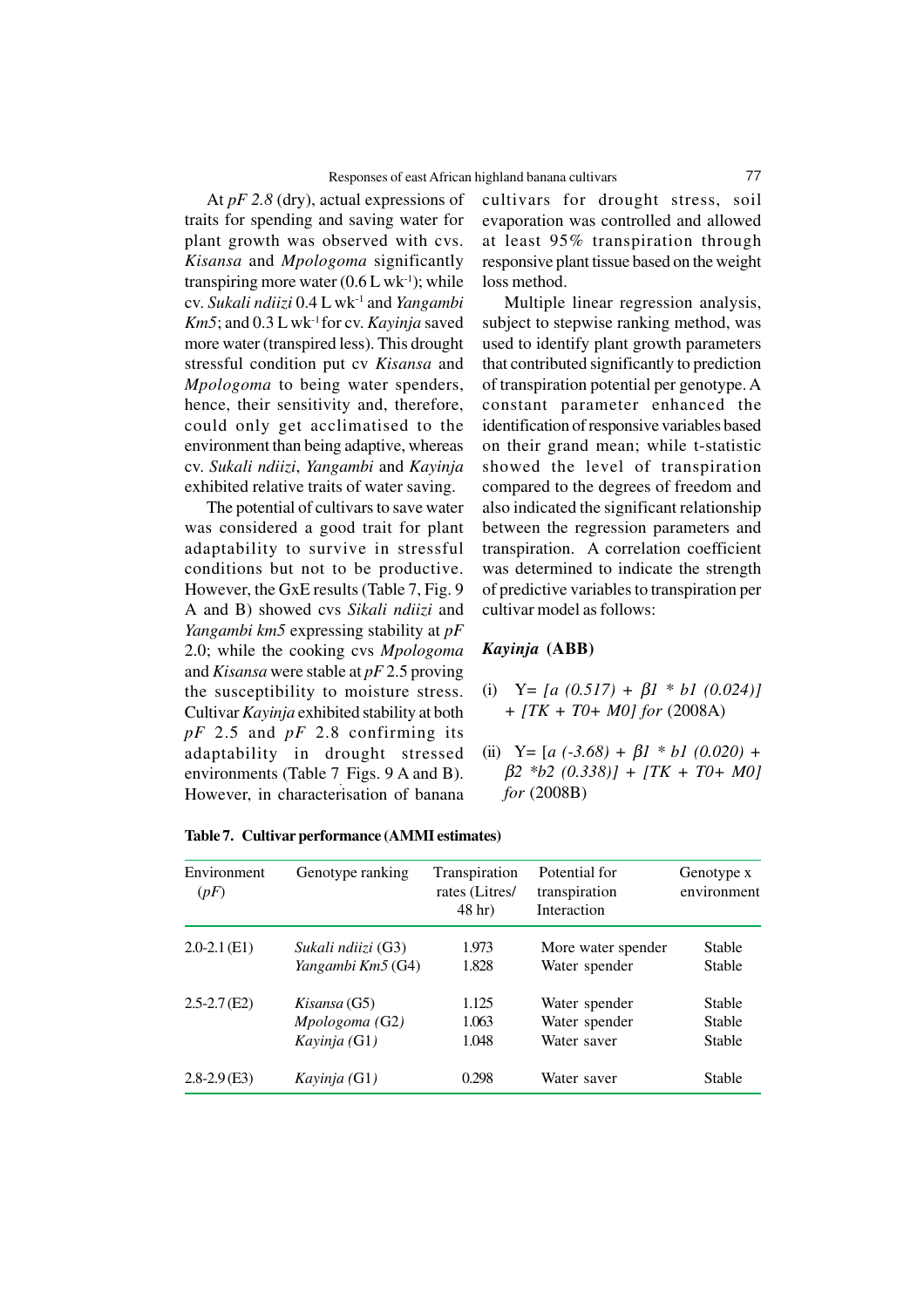At *pF 2.8* (dry), actual expressions of traits for spending and saving water for plant growth was observed with cvs. *Kisansa* and *Mpologoma* significantly transpiring more water (0.6 L $wk^{-1}$); while cv. *Sukali ndiizi* 0.4 L $wk^{-1}$ and *Yangambi Km5*; and 0.3 L $wk^{-1}$ for cv. *Kayinja* saved more water (transpired less). This drought stressful condition put cv *Kisansa* and *Mpologoma* to being water spenders, hence, their sensitivity and, therefore, could only get acclimatised to the environment than being adaptive, whereas cv. *Sukali ndiizi*, *Yangambi* and *Kayinja* exhibited relative traits of water saving.

The potential of cultivars to save water was considered a good trait for plant adaptability to survive in stressful conditions but not to be productive. However, the GxE results (Table 7, Fig. 9 A and B) showed cvs *Sikali ndiizi* and *Yangambi km5* expressing stability at *pF* 2.0; while the cooking cvs *Mpologoma* and *Kisansa* were stable at *pF* 2.5 proving the susceptibility to moisture stress. Cultivar *Kayinja* exhibited stability at both *pF* 2.5 and *pF* 2.8 confirming its adaptability in drought stressed environments (Table 7 Figs. 9 A and B). However, in characterisation of banana cultivars for drought stress, soil evaporation was controlled and allowed at least 95% transpiration through responsive plant tissue based on the weight loss method.

Multiple linear regression analysis, subject to stepwise ranking method, was used to identify plant growth parameters that contributed significantly to prediction of transpiration potential per genotype. A constant parameter enhanced the identification of responsive variables based on their grand mean; while t-statistic showed the level of transpiration compared to the degrees of freedom and also indicated the significant relationship between the regression parameters and transpiration. A correlation coefficient was determined to indicate the strength of predictive variables to transpiration per cultivar model as follows:

***Kayinja* (ABB)**

(i) $Y = [a\ (0.517) + \beta 1 * b1\ (0.024)] + [TK + T0 + M0]$ *for* (2008A)

(ii) $Y = [a\ (-3.68) + \beta 1 * b1\ (0.020) + \beta 2 * b2\ (0.338)] + [TK + T0 + M0]$ *for* (2008B)

**Table 7. Cultivar performance (AMMI estimates)**

| Environment (*pF*) | Genotype ranking | Transpiration rates (Litres/ 48 hr) | Potential for transpiration Interaction | Genotype x environment |
|---|---|---|---|---|
| 2.0-2.1 (E1) | *Sukali ndiizi* (G3) | 1.973 | More water spender | Stable |
| | *Yangambi Km5* (G4) | 1.828 | Water spender | Stable |
| 2.5-2.7 (E2) | *Kisansa* (G5) | 1.125 | Water spender | Stable |
| | *Mpologoma* (G2) | 1.063 | Water spender | Stable |
| | *Kayinja* (G1) | 1.048 | Water saver | Stable |
| 2.8-2.9 (E3) | *Kayinja* (G1) | 0.298 | Water saver | Stable |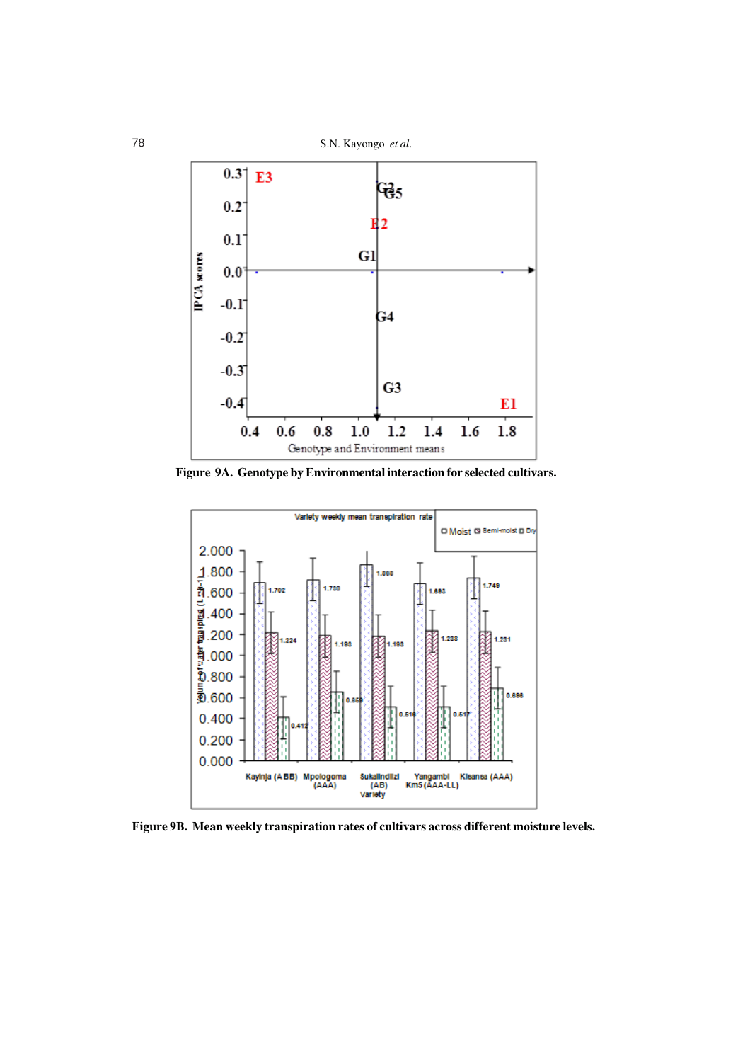Figure 9A. Genotype by Environmental interaction for selected cultivars.

Figure 9B. Mean weekly transpiration rates of cultivars across different moisture levels.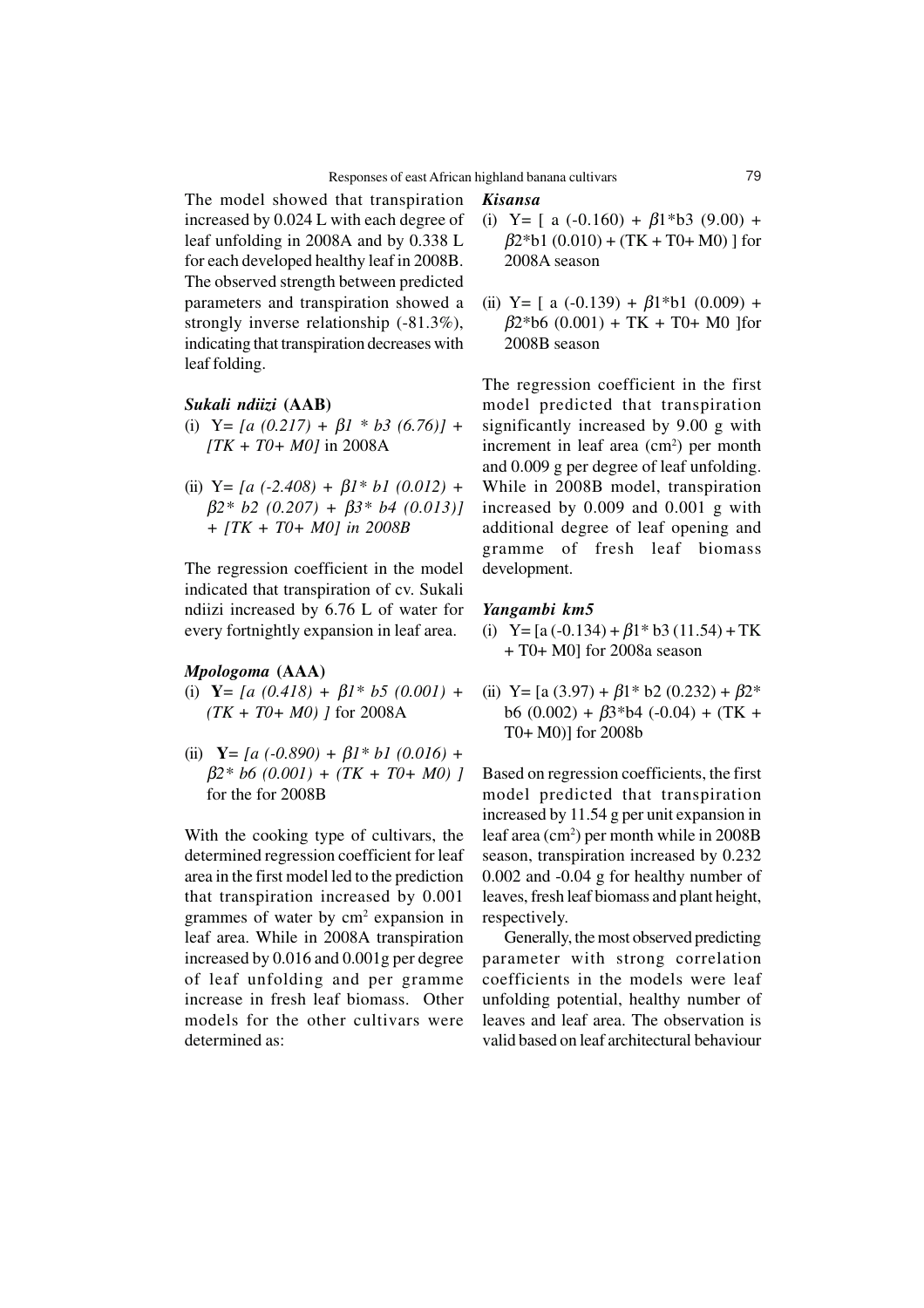The model showed that transpiration increased by 0.024 L with each degree of leaf unfolding in 2008A and by 0.338 L for each developed healthy leaf in 2008B. The observed strength between predicted parameters and transpiration showed a strongly inverse relationship (-81.3%), indicating that transpiration decreases with leaf folding.

### *Sukali ndiizi* (AAB)

(i) Y= *[a (0.217) +* $\beta$*1 * b3 (6.76)] + [TK + T0+ M0]* in 2008A

(ii) Y= *[a (-2.408) +* $\beta$*1* b1 (0.012) +* $\beta$*2* b2 (0.207) +* $\beta$*3* b4 (0.013)] + [TK + T0+ M0] in 2008B*

The regression coefficient in the model indicated that transpiration of cv. Sukali ndiizi increased by 6.76 L of water for every fortnightly expansion in leaf area.

### *Mpologoma* (AAA)

(i) **Y=** *[a (0.418) +* $\beta$*1* b5 (0.001) + (TK + T0+ M0) ]* for 2008A

(ii) **Y=** *[a (-0.890) +* $\beta$*1* b1 (0.016) +* $\beta$*2* b6 (0.001) + (TK + T0+ M0) ]* for the for 2008B

With the cooking type of cultivars, the determined regression coefficient for leaf area in the first model led to the prediction that transpiration increased by 0.001 grammes of water by $cm^2$ expansion in leaf area. While in 2008A transpiration increased by 0.016 and 0.001g per degree of leaf unfolding and per gramme increase in fresh leaf biomass. Other models for the other cultivars were determined as:

### *Kisansa*

(i) Y= [ a (-0.160) + $\beta$1*b3 (9.00) + $\beta$2*b1 (0.010) + (TK + T0+ M0) ] for 2008A season

(ii) Y= [ a (-0.139) + $\beta$1*b1 (0.009) + $\beta$2*b6 (0.001) + TK + T0+ M0 ]for 2008B season

The regression coefficient in the first model predicted that transpiration significantly increased by 9.00 g with increment in leaf area ($cm^2$) per month and 0.009 g per degree of leaf unfolding. While in 2008B model, transpiration increased by 0.009 and 0.001 g with additional degree of leaf opening and gramme of fresh leaf biomass development.

### *Yangambi km5*

(i) Y= [a (-0.134) + $\beta$1* b3 (11.54) + TK + T0+ M0] for 2008a season

(ii) Y= [a (3.97) + $\beta$1* b2 (0.232) + $\beta$2* b6 (0.002) + $\beta$3*b4 (-0.04) + (TK + T0+ M0)] for 2008b

Based on regression coefficients, the first model predicted that transpiration increased by 11.54 g per unit expansion in leaf area ($cm^2$) per month while in 2008B season, transpiration increased by 0.232 0.002 and -0.04 g for healthy number of leaves, fresh leaf biomass and plant height, respectively.

Generally, the most observed predicting parameter with strong correlation coefficients in the models were leaf unfolding potential, healthy number of leaves and leaf area. The observation is valid based on leaf architectural behaviour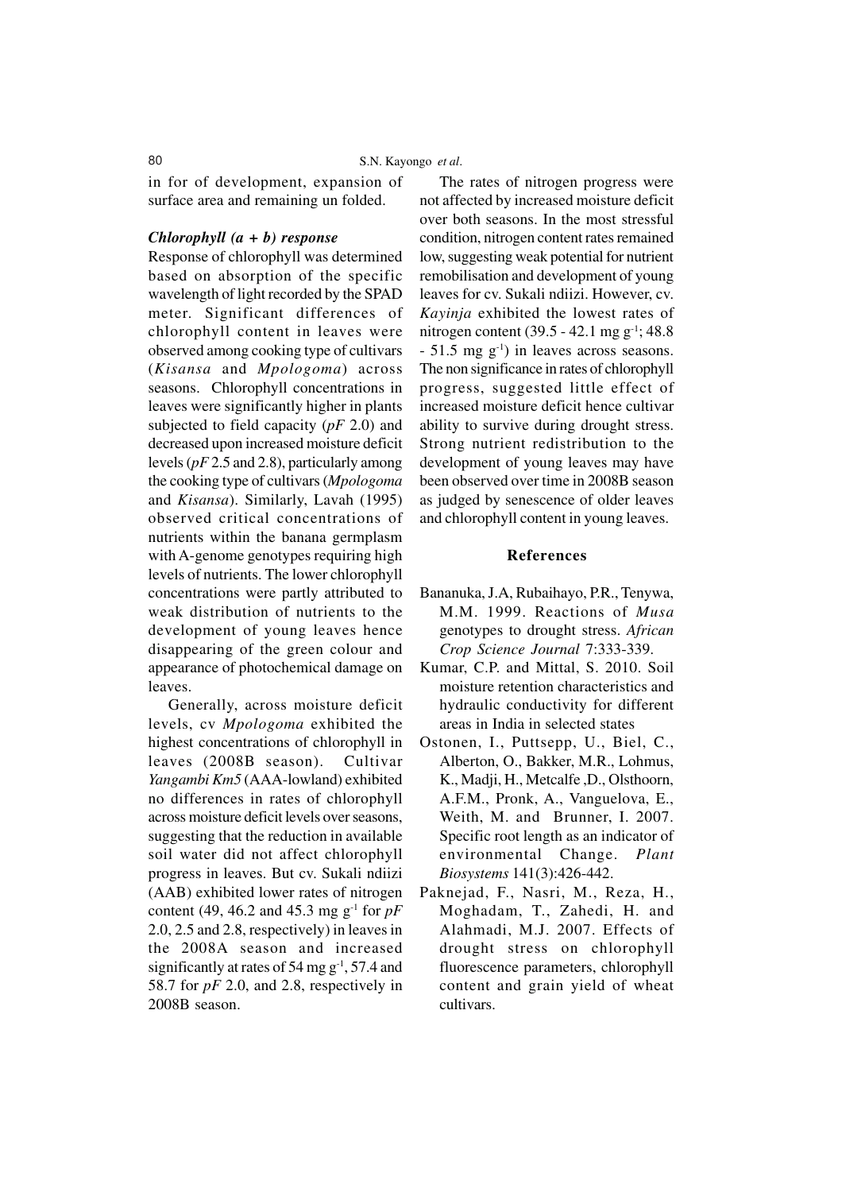in for of development, expansion of surface area and remaining un folded.

### *Chlorophyll (a + b) response*

Response of chlorophyll was determined based on absorption of the specific wavelength of light recorded by the SPAD meter. Significant differences of chlorophyll content in leaves were observed among cooking type of cultivars (*Kisansa* and *Mpologoma*) across seasons. Chlorophyll concentrations in leaves were significantly higher in plants subjected to field capacity (*pF* 2.0) and decreased upon increased moisture deficit levels (*pF* 2.5 and 2.8), particularly among the cooking type of cultivars (*Mpologoma* and *Kisansa*). Similarly, Lavah (1995) observed critical concentrations of nutrients within the banana germplasm with A-genome genotypes requiring high levels of nutrients. The lower chlorophyll concentrations were partly attributed to weak distribution of nutrients to the development of young leaves hence disappearing of the green colour and appearance of photochemical damage on leaves.

Generally, across moisture deficit levels, cv *Mpologoma* exhibited the highest concentrations of chlorophyll in leaves (2008B season). Cultivar *Yangambi Km5* (AAA-lowland) exhibited no differences in rates of chlorophyll across moisture deficit levels over seasons, suggesting that the reduction in available soil water did not affect chlorophyll progress in leaves. But cv. Sukali ndiizi (AAB) exhibited lower rates of nitrogen content (49, 46.2 and 45.3 mg $g^{-1}$ for *pF* 2.0, 2.5 and 2.8, respectively) in leaves in the 2008A season and increased significantly at rates of 54 mg $g^{-1}$, 57.4 and 58.7 for *pF* 2.0, and 2.8, respectively in 2008B season.

The rates of nitrogen progress were not affected by increased moisture deficit over both seasons. In the most stressful condition, nitrogen content rates remained low, suggesting weak potential for nutrient remobilisation and development of young leaves for cv. Sukali ndiizi. However, cv. *Kayinja* exhibited the lowest rates of nitrogen content (39.5 - 42.1 mg $g^{-1}$; 48.8 - 51.5 mg $g^{-1}$) in leaves across seasons. The non significance in rates of chlorophyll progress, suggested little effect of increased moisture deficit hence cultivar ability to survive during drought stress. Strong nutrient redistribution to the development of young leaves may have been observed over time in 2008B season as judged by senescence of older leaves and chlorophyll content in young leaves.

## References

Bananuka, J.A, Rubaihayo, P.R., Tenywa, M.M. 1999. Reactions of *Musa* genotypes to drought stress. *African Crop Science Journal* 7:333-339.

Kumar, C.P. and Mittal, S. 2010. Soil moisture retention characteristics and hydraulic conductivity for different areas in India in selected states

Ostonen, I., Puttsepp, U., Biel, C., Alberton, O., Bakker, M.R., Lohmus, K., Madji, H., Metcalfe ,D., Olsthoorn, A.F.M., Pronk, A., Vanguelova, E., Weith, M. and Brunner, I. 2007. Specific root length as an indicator of environmental Change. *Plant Biosystems* 141(3):426-442.

Paknejad, F., Nasri, M., Reza, H., Moghadam, T., Zahedi, H. and Alahmadi, M.J. 2007. Effects of drought stress on chlorophyll fluorescence parameters, chlorophyll content and grain yield of wheat cultivars.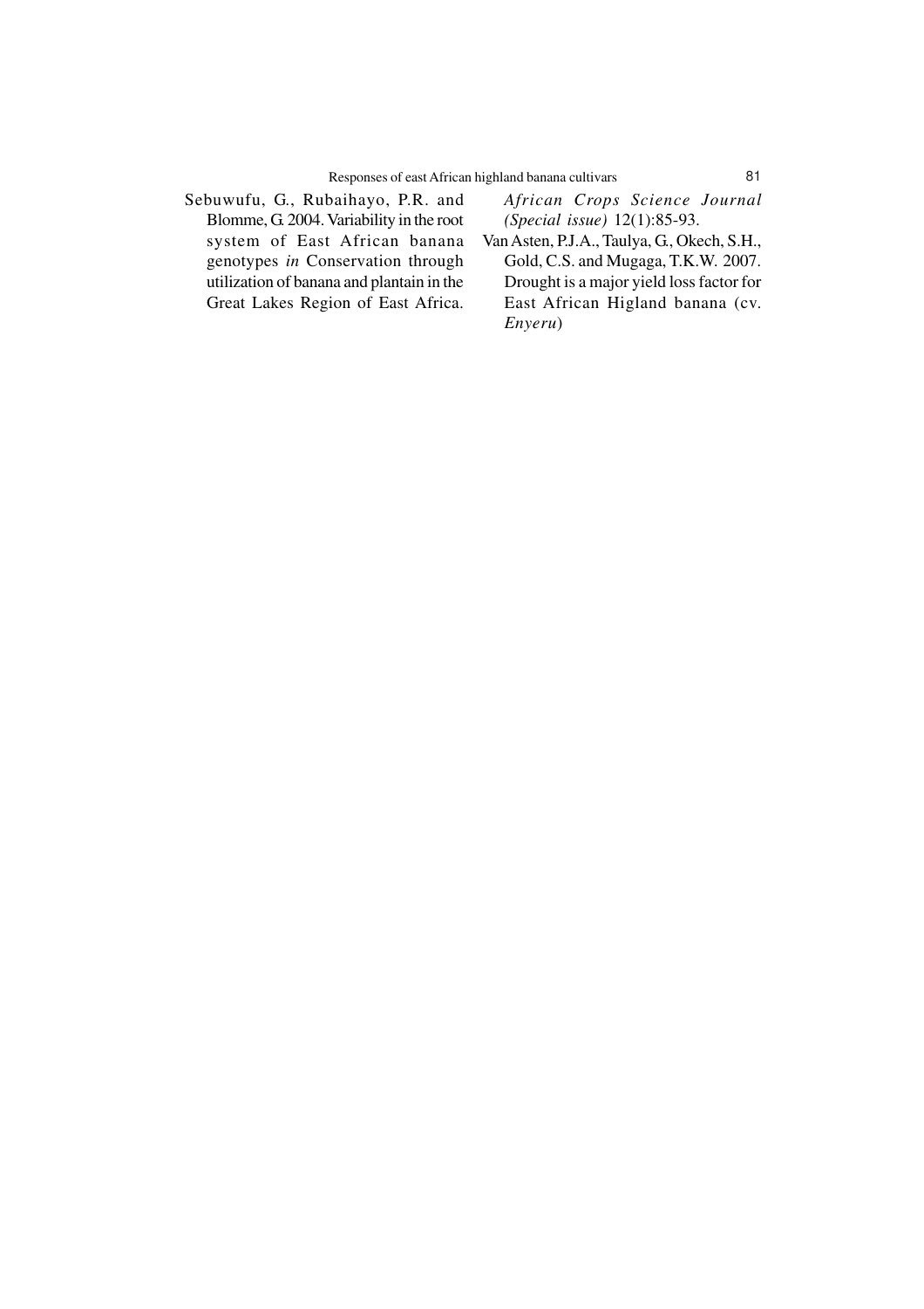Sebuwufu, G., Rubaihayo, P.R. and Blomme, G. 2004. Variability in the root system of East African banana genotypes *in* Conservation through utilization of banana and plantain in the Great Lakes Region of East Africa. *African Crops Science Journal (Special issue)* 12(1):85-93.

Van Asten, P.J.A., Taulya, G., Okech, S.H., Gold, C.S. and Mugaga, T.K.W. 2007. Drought is a major yield loss factor for East African Higland banana (cv. *Enyeru*)